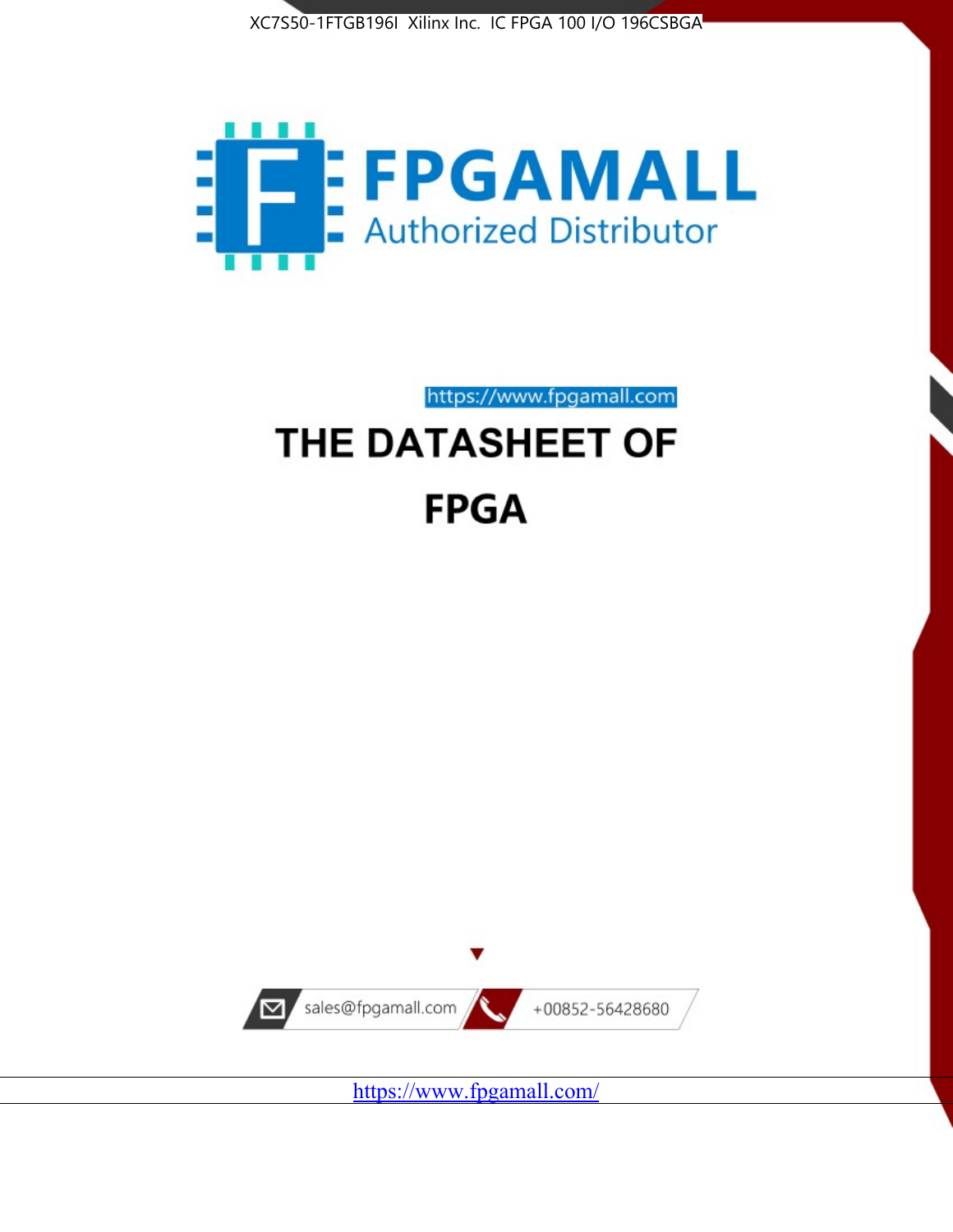XC7S50-1FTGB196I Xilinx Inc. IC FPGA 100 I/O 196CSBGA

FPGAMALL
Authorized Distributor

https://www.fpgamall.com

# THE DATASHEET OF FPGA

sales@fpgamall.com

+00852-56428680

https://www.fpgamall.com/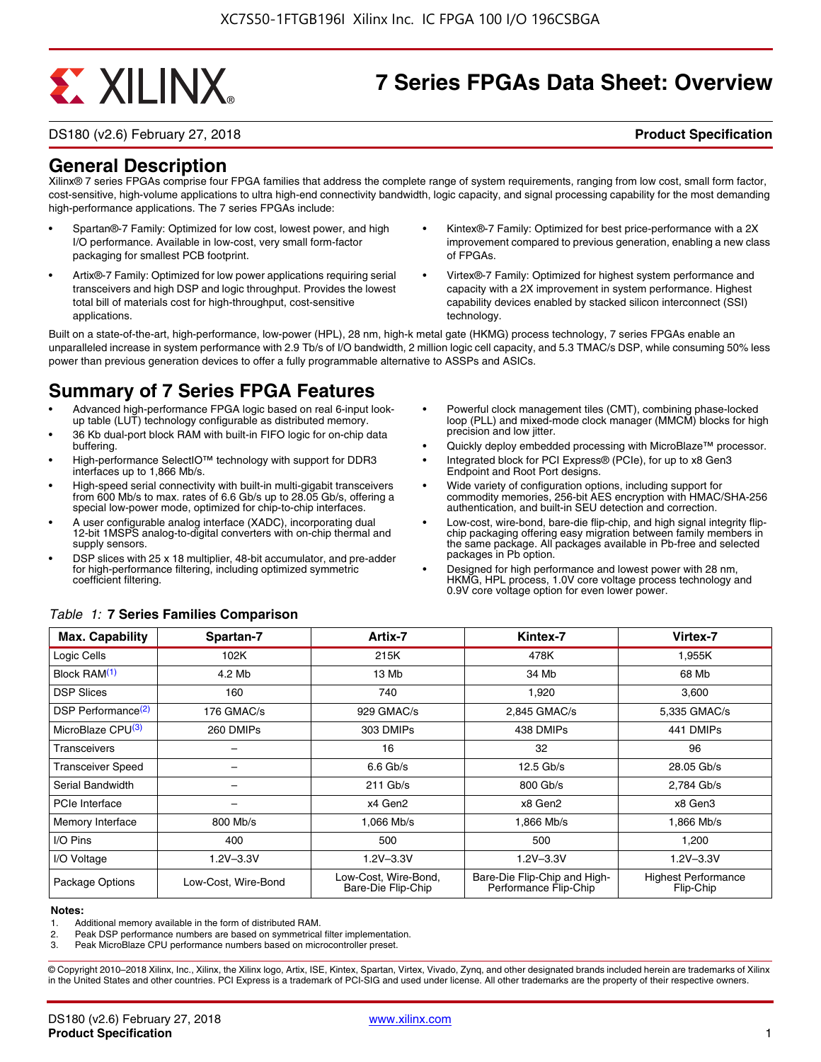# 7 Series FPGAs Data Sheet: Overview

DS180 (v2.6) February 27, 2018 **Product Specification**

## General Description

Xilinx® 7 series FPGAs comprise four FPGA families that address the complete range of system requirements, ranging from low cost, small form factor, cost-sensitive, high-volume applications to ultra high-end connectivity bandwidth, logic capacity, and signal processing capability for the most demanding high-performance applications. The 7 series FPGAs include:

- Spartan®-7 Family: Optimized for low cost, lowest power, and high I/O performance. Available in low-cost, very small form-factor packaging for smallest PCB footprint.
- Artix®-7 Family: Optimized for low power applications requiring serial transceivers and high DSP and logic throughput. Provides the lowest total bill of materials cost for high-throughput, cost-sensitive applications.
- Kintex®-7 Family: Optimized for best price-performance with a 2X improvement compared to previous generation, enabling a new class of FPGAs.
- Virtex®-7 Family: Optimized for highest system performance and capacity with a 2X improvement in system performance. Highest capability devices enabled by stacked silicon interconnect (SSI) technology.

Built on a state-of-the-art, high-performance, low-power (HPL), 28 nm, high-k metal gate (HKMG) process technology, 7 series FPGAs enable an unparalleled increase in system performance with 2.9 Tb/s of I/O bandwidth, 2 million logic cell capacity, and 5.3 TMAC/s DSP, while consuming 50% less power than previous generation devices to offer a fully programmable alternative to ASSPs and ASICs.

## Summary of 7 Series FPGA Features

- Advanced high-performance FPGA logic based on real 6-input look-up table (LUT) technology configurable as distributed memory.
- 36 Kb dual-port block RAM with built-in FIFO logic for on-chip data buffering.
- High-performance SelectIO™ technology with support for DDR3 interfaces up to 1,866 Mb/s.
- High-speed serial connectivity with built-in multi-gigabit transceivers from 600 Mb/s to max. rates of 6.6 Gb/s up to 28.05 Gb/s, offering a special low-power mode, optimized for chip-to-chip interfaces.
- A user configurable analog interface (XADC), incorporating dual 12-bit 1MSPS analog-to-digital converters with on-chip thermal and supply sensors.
- DSP slices with 25 x 18 multiplier, 48-bit accumulator, and pre-adder for high-performance filtering, including optimized symmetric coefficient filtering.
- Powerful clock management tiles (CMT), combining phase-locked loop (PLL) and mixed-mode clock manager (MMCM) blocks for high precision and low jitter.
- Quickly deploy embedded processing with MicroBlaze™ processor.
- Integrated block for PCI Express® (PCIe), for up to x8 Gen3 Endpoint and Root Port designs.
- Wide variety of configuration options, including support for commodity memories, 256-bit AES encryption with HMAC/SHA-256 authentication, and built-in SEU detection and correction.
- Low-cost, wire-bond, bare-die flip-chip, and high signal integrity flip-chip packaging offering easy migration between family members in the same package. All packages available in Pb-free and selected packages in Pb option.
- Designed for high performance and lowest power with 28 nm, HKMG, HPL process, 1.0V core voltage process technology and 0.9V core voltage option for even lower power.

*Table 1:* **7 Series Families Comparison**

| Max. Capability | Spartan-7 | Artix-7 | Kintex-7 | Virtex-7 |
|---|---|---|---|---|
| Logic Cells | 102K | 215K | 478K | 1,955K |
| Block RAM(1) | 4.2 Mb | 13 Mb | 34 Mb | 68 Mb |
| DSP Slices | 160 | 740 | 1,920 | 3,600 |
| DSP Performance(2) | 176 GMAC/s | 929 GMAC/s | 2,845 GMAC/s | 5,335 GMAC/s |
| MicroBlaze CPU(3) | 260 DMIPs | 303 DMIPs | 438 DMIPs | 441 DMIPs |
| Transceivers | – | 16 | 32 | 96 |
| Transceiver Speed | – | 6.6 Gb/s | 12.5 Gb/s | 28.05 Gb/s |
| Serial Bandwidth | – | 211 Gb/s | 800 Gb/s | 2,784 Gb/s |
| PCIe Interface | – | x4 Gen2 | x8 Gen2 | x8 Gen3 |
| Memory Interface | 800 Mb/s | 1,066 Mb/s | 1,866 Mb/s | 1,866 Mb/s |
| I/O Pins | 400 | 500 | 500 | 1,200 |
| I/O Voltage | 1.2V–3.3V | 1.2V–3.3V | 1.2V–3.3V | 1.2V–3.3V |
| Package Options | Low-Cost, Wire-Bond | Low-Cost, Wire-Bond, Bare-Die Flip-Chip | Bare-Die Flip-Chip and High-Performance Flip-Chip | Highest Performance Flip-Chip |

**Notes:**

1. Additional memory available in the form of distributed RAM.
2. Peak DSP performance numbers are based on symmetrical filter implementation.
3. Peak MicroBlaze CPU performance numbers based on microcontroller preset.

© Copyright 2010–2018 Xilinx, Inc., Xilinx, the Xilinx logo, Artix, ISE, Kintex, Spartan, Virtex, Vivado, Zynq, and other designated brands included herein are trademarks of Xilinx in the United States and other countries. PCI Express is a trademark of PCI-SIG and used under license. All other trademarks are the property of their respective owners.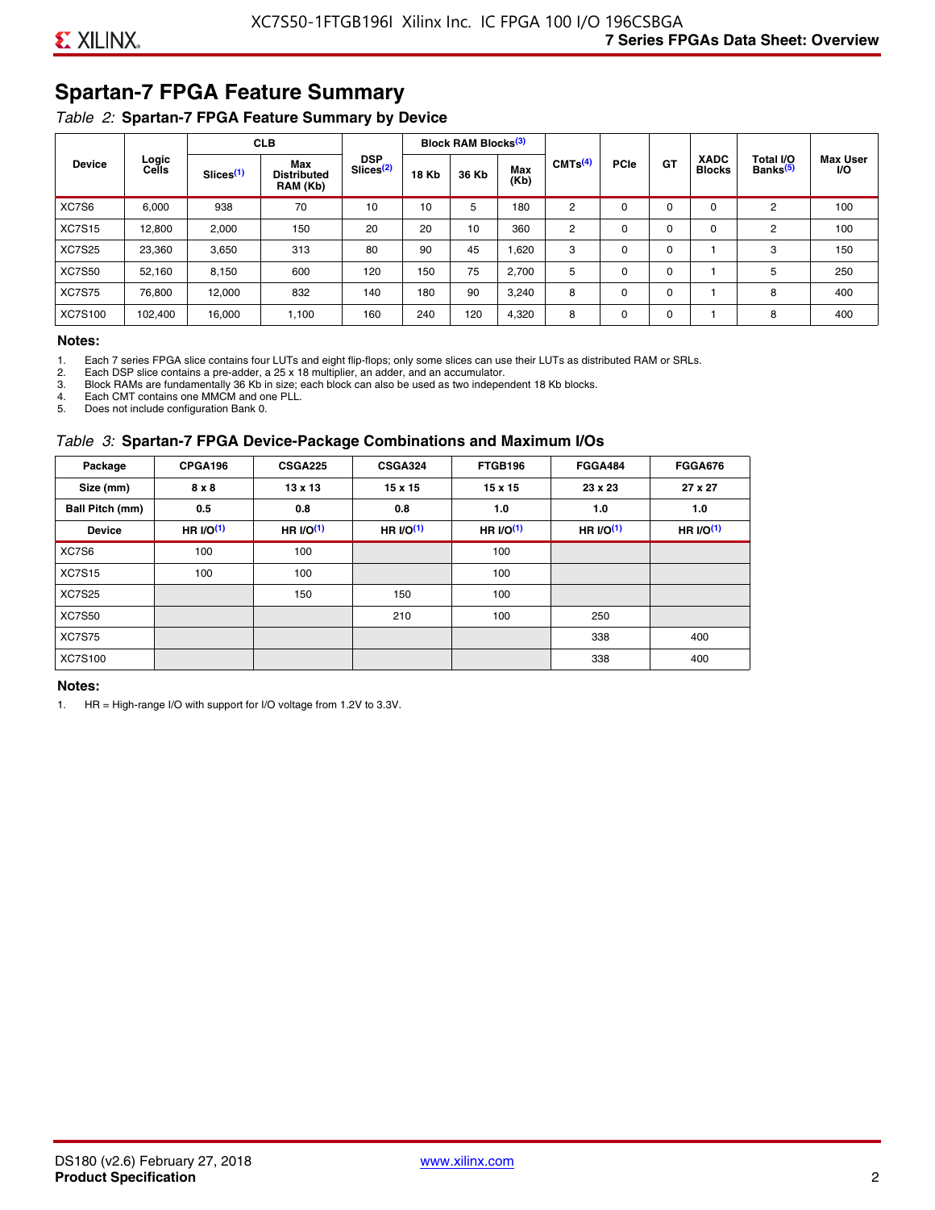## Spartan-7 FPGA Feature Summary

*Table 2:* **Spartan-7 FPGA Feature Summary by Device**

| Device | Logic Cells | CLB | | DSP Slices(2) | Block RAM Blocks(3) | | | CMTs(4) | PCIe | GT | XADC Blocks | Total I/O Banks(5) | Max User I/O |
|---|---|---|---|---|---|---|---|---|---|---|---|---|---|
| | | Slices(1) | Max Distributed RAM (Kb) | | 18 Kb | 36 Kb | Max (Kb) | | | | | | |
| XC7S6 | 6,000 | 938 | 70 | 10 | 10 | 5 | 180 | 2 | 0 | 0 | 0 | 2 | 100 |
| XC7S15 | 12,800 | 2,000 | 150 | 20 | 20 | 10 | 360 | 2 | 0 | 0 | 0 | 2 | 100 |
| XC7S25 | 23,360 | 3,650 | 313 | 80 | 90 | 45 | 1,620 | 3 | 0 | 0 | 1 | 3 | 150 |
| XC7S50 | 52,160 | 8,150 | 600 | 120 | 150 | 75 | 2,700 | 5 | 0 | 0 | 1 | 5 | 250 |
| XC7S75 | 76,800 | 12,000 | 832 | 140 | 180 | 90 | 3,240 | 8 | 0 | 0 | 1 | 8 | 400 |
| XC7S100 | 102,400 | 16,000 | 1,100 | 160 | 240 | 120 | 4,320 | 8 | 0 | 0 | 1 | 8 | 400 |

**Notes:**

1. Each 7 series FPGA slice contains four LUTs and eight flip-flops; only some slices can use their LUTs as distributed RAM or SRLs.
2. Each DSP slice contains a pre-adder, a 25 x 18 multiplier, an adder, and an accumulator.
3. Block RAMs are fundamentally 36 Kb in size; each block can also be used as two independent 18 Kb blocks.
4. Each CMT contains one MMCM and one PLL.
5. Does not include configuration Bank 0.

*Table 3:* **Spartan-7 FPGA Device-Package Combinations and Maximum I/Os**

| Package | CPGA196 | CSGA225 | CSGA324 | FTGB196 | FGGA484 | FGGA676 |
|---|---|---|---|---|---|---|
| **Size (mm)** | **8 x 8** | **13 x 13** | **15 x 15** | **15 x 15** | **23 x 23** | **27 x 27** |
| **Ball Pitch (mm)** | **0.5** | **0.8** | **0.8** | **1.0** | **1.0** | **1.0** |
| **Device** | **HR I/O(1)** | **HR I/O(1)** | **HR I/O(1)** | **HR I/O(1)** | **HR I/O(1)** | **HR I/O(1)** |
| XC7S6 | 100 | 100 | | 100 | | |
| XC7S15 | 100 | 100 | | 100 | | |
| XC7S25 | | 150 | 150 | 100 | | |
| XC7S50 | | | 210 | 100 | 250 | |
| XC7S75 | | | | | 338 | 400 |
| XC7S100 | | | | | 338 | 400 |

**Notes:**

1. HR = High-range I/O with support for I/O voltage from 1.2V to 3.3V.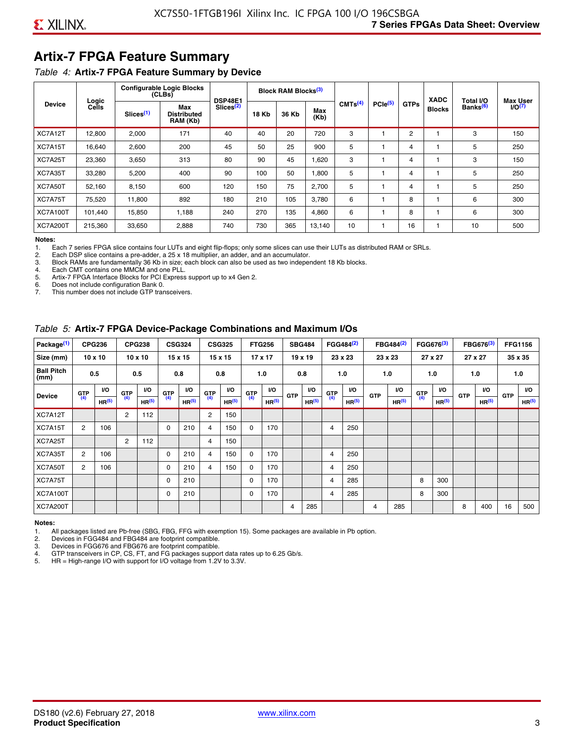## Artix-7 FPGA Feature Summary

*Table 4:* **Artix-7 FPGA Feature Summary by Device**

| Device | Logic Cells | Configurable Logic Blocks (CLBs) | | DSP48E1 Slices[2] | Block RAM Blocks[3] | | | CMTs[4] | PCIe[5] | GTPs | XADC Blocks | Total I/O Banks[6] | Max User I/O[7] |
|---|---|---|---|---|---|---|---|---|---|---|---|---|---|
| | | Slices[1] | Max Distributed RAM (Kb) | | 18 Kb | 36 Kb | Max (Kb) | | | | | | |
| XC7A12T | 12,800 | 2,000 | 171 | 40 | 40 | 20 | 720 | 3 | 1 | 2 | 1 | 3 | 150 |
| XC7A15T | 16,640 | 2,600 | 200 | 45 | 50 | 25 | 900 | 5 | 1 | 4 | 1 | 5 | 250 |
| XC7A25T | 23,360 | 3,650 | 313 | 80 | 90 | 45 | 1,620 | 3 | 1 | 4 | 1 | 3 | 150 |
| XC7A35T | 33,280 | 5,200 | 400 | 90 | 100 | 50 | 1,800 | 5 | 1 | 4 | 1 | 5 | 250 |
| XC7A50T | 52,160 | 8,150 | 600 | 120 | 150 | 75 | 2,700 | 5 | 1 | 4 | 1 | 5 | 250 |
| XC7A75T | 75,520 | 11,800 | 892 | 180 | 210 | 105 | 3,780 | 6 | 1 | 8 | 1 | 6 | 300 |
| XC7A100T | 101,440 | 15,850 | 1,188 | 240 | 270 | 135 | 4,860 | 6 | 1 | 8 | 1 | 6 | 300 |
| XC7A200T | 215,360 | 33,650 | 2,888 | 740 | 730 | 365 | 13,140 | 10 | 1 | 16 | 1 | 10 | 500 |

**Notes:**
1. Each 7 series FPGA slice contains four LUTs and eight flip-flops; only some slices can use their LUTs as distributed RAM or SRLs.
2. Each DSP slice contains a pre-adder, a 25 x 18 multiplier, an adder, and an accumulator.
3. Block RAMs are fundamentally 36 Kb in size; each block can also be used as two independent 18 Kb blocks.
4. Each CMT contains one MMCM and one PLL.
5. Artix-7 FPGA Interface Blocks for PCI Express support up to x4 Gen 2.
6. Does not include configuration Bank 0.
7. This number does not include GTP transceivers.

*Table 5:* **Artix-7 FPGA Device-Package Combinations and Maximum I/Os**

| Package[1] | CPG236 | | CPG238 | | CSG324 | | CSG325 | | FTG256 | | SBG484 | | FGG484[2] | | FBG484[2] | | FGG676[3] | | FBG676[3] | | FFG1156 | |
|---|---|---|---|---|---|---|---|---|---|---|---|---|---|---|---|---|---|---|---|---|---|---|
| **Size (mm)** | 10 x 10 | | 10 x 10 | | 15 x 15 | | 15 x 15 | | 17 x 17 | | 19 x 19 | | 23 x 23 | | 23 x 23 | | 27 x 27 | | 27 x 27 | | 35 x 35 | |
| **Ball Pitch (mm)** | 0.5 | | 0.5 | | 0.8 | | 0.8 | | 1.0 | | 0.8 | | 1.0 | | 1.0 | | 1.0 | | 1.0 | | 1.0 | |
| **Device** | GTP[4] | I/O HR[5] | GTP[4] | I/O HR[5] | GTP[4] | I/O HR[5] | GTP[4] | I/O HR[5] | GTP[4] | I/O HR[5] | GTP | I/O HR[5] | GTP[4] | I/O HR[5] | GTP | I/O HR[5] | GTP[4] | I/O HR[5] | GTP | I/O HR[5] | GTP | I/O HR[5] |
| XC7A12T | | | 2 | 112 | | | 2 | 150 | | | | | | | | | | | | | | |
| XC7A15T | 2 | 106 | | | 0 | 210 | 4 | 150 | 0 | 170 | | | 4 | 250 | | | | | | | | |
| XC7A25T | | | 2 | 112 | | | 4 | 150 | | | | | | | | | | | | | | |
| XC7A35T | 2 | 106 | | | 0 | 210 | 4 | 150 | 0 | 170 | | | 4 | 250 | | | | | | | | |
| XC7A50T | 2 | 106 | | | 0 | 210 | 4 | 150 | 0 | 170 | | | 4 | 250 | | | | | | | | |
| XC7A75T | | | | | 0 | 210 | | | 0 | 170 | | | 4 | 285 | | | 8 | 300 | | | | |
| XC7A100T | | | | | 0 | 210 | | | 0 | 170 | | | 4 | 285 | | | 8 | 300 | | | | |
| XC7A200T | | | | | | | | | | | 4 | 285 | | | 4 | 285 | | | 8 | 400 | 16 | 500 |

**Notes:**
1. All packages listed are Pb-free (SBG, FBG, FFG with exemption 15). Some packages are available in Pb option.
2. Devices in FGG484 and FBG484 are footprint compatible.
3. Devices in FGG676 and FBG676 are footprint compatible.
4. GTP transceivers in CP, CS, FT, and FG packages support data rates up to 6.25 Gb/s.
5. HR = High-range I/O with support for I/O voltage from 1.2V to 3.3V.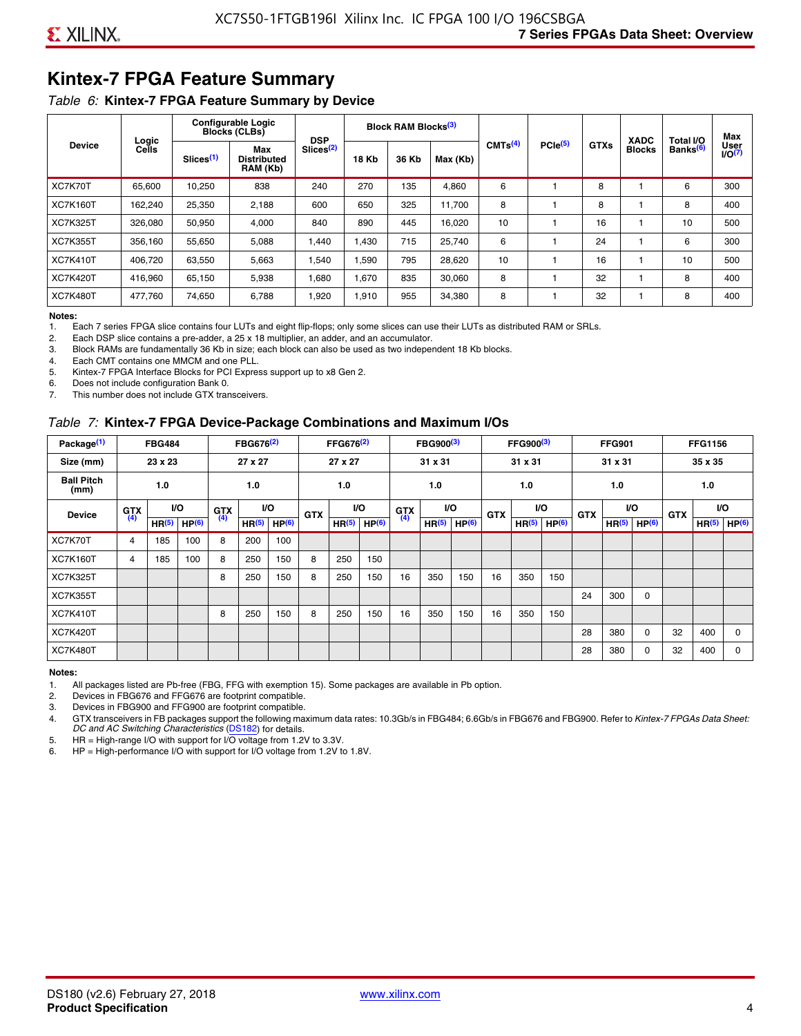## Kintex-7 FPGA Feature Summary

*Table 6:* **Kintex-7 FPGA Feature Summary by Device**

| Device | Logic Cells | Configurable Logic Blocks (CLBs) | | DSP Slices[2] | Block RAM Blocks[3] | | | CMTs[4] | PCIe[5] | GTXs | XADC Blocks | Total I/O Banks[6] | Max User I/O[7] |
|---|---|---|---|---|---|---|---|---|---|---|---|---|---|
| | | Slices[1] | Max Distributed RAM (Kb) | | 18 Kb | 36 Kb | Max (Kb) | | | | | | |
| XC7K70T | 65,600 | 10,250 | 838 | 240 | 270 | 135 | 4,860 | 6 | 1 | 8 | 1 | 6 | 300 |
| XC7K160T | 162,240 | 25,350 | 2,188 | 600 | 650 | 325 | 11,700 | 8 | 1 | 8 | 1 | 8 | 400 |
| XC7K325T | 326,080 | 50,950 | 4,000 | 840 | 890 | 445 | 16,020 | 10 | 1 | 16 | 1 | 10 | 500 |
| XC7K355T | 356,160 | 55,650 | 5,088 | 1,440 | 1,430 | 715 | 25,740 | 6 | 1 | 24 | 1 | 6 | 300 |
| XC7K410T | 406,720 | 63,550 | 5,663 | 1,540 | 1,590 | 795 | 28,620 | 10 | 1 | 16 | 1 | 10 | 500 |
| XC7K420T | 416,960 | 65,150 | 5,938 | 1,680 | 1,670 | 835 | 30,060 | 8 | 1 | 32 | 1 | 8 | 400 |
| XC7K480T | 477,760 | 74,650 | 6,788 | 1,920 | 1,910 | 955 | 34,380 | 8 | 1 | 32 | 1 | 8 | 400 |

**Notes:**
1. Each 7 series FPGA slice contains four LUTs and eight flip-flops; only some slices can use their LUTs as distributed RAM or SRLs.
2. Each DSP slice contains a pre-adder, a 25 x 18 multiplier, an adder, and an accumulator.
3. Block RAMs are fundamentally 36 Kb in size; each block can also be used as two independent 18 Kb blocks.
4. Each CMT contains one MMCM and one PLL.
5. Kintex-7 FPGA Interface Blocks for PCI Express support up to x8 Gen 2.
6. Does not include configuration Bank 0.
7. This number does not include GTX transceivers.

*Table 7:* **Kintex-7 FPGA Device-Package Combinations and Maximum I/Os**

| Package[1] | FBG484 | | | FBG676[2] | | | FFG676[2] | | | FBG900[3] | | | FFG900[3] | | | FFG901 | | | FFG1156 | | |
|---|---|---|---|---|---|---|---|---|---|---|---|---|---|---|---|---|---|---|---|---|---|
| Size (mm) | 23 x 23 | | | 27 x 27 | | | 27 x 27 | | | 31 x 31 | | | 31 x 31 | | | 31 x 31 | | | 35 x 35 | | |
| Ball Pitch (mm) | 1.0 | | | 1.0 | | | 1.0 | | | 1.0 | | | 1.0 | | | 1.0 | | | 1.0 | | |
| Device | GTX[4] | I/O | | GTX[4] | I/O | | GTX | I/O | | GTX[4] | I/O | | GTX | I/O | | GTX | I/O | | GTX | I/O | |
| | | HR[5] | HP[6] | | HR[5] | HP[6] | | HR[5] | HP[6] | | HR[5] | HP[6] | | HR[5] | HP[6] | | HR[5] | HP[6] | | HR[5] | HP[6] |
| XC7K70T | 4 | 185 | 100 | 8 | 200 | 100 | | | | | | | | | | | | | | | |
| XC7K160T | 4 | 185 | 100 | 8 | 250 | 150 | 8 | 250 | 150 | | | | | | | | | | | | |
| XC7K325T | | | | 8 | 250 | 150 | 8 | 250 | 150 | 16 | 350 | 150 | 16 | 350 | 150 | | | | | | |
| XC7K355T | | | | | | | | | | | | | | | | 24 | 300 | 0 | | | |
| XC7K410T | | | | 8 | 250 | 150 | 8 | 250 | 150 | 16 | 350 | 150 | 16 | 350 | 150 | | | | | | |
| XC7K420T | | | | | | | | | | | | | | | | 28 | 380 | 0 | 32 | 400 | 0 |
| XC7K480T | | | | | | | | | | | | | | | | 28 | 380 | 0 | 32 | 400 | 0 |

**Notes:**
1. All packages listed are Pb-free (FBG, FFG with exemption 15). Some packages are available in Pb option.
2. Devices in FBG676 and FFG676 are footprint compatible.
3. Devices in FBG900 and FFG900 are footprint compatible.
4. GTX transceivers in FB packages support the following maximum data rates: 10.3Gb/s in FBG484; 6.6Gb/s in FBG676 and FBG900. Refer to *Kintex-7 FPGAs Data Sheet: DC and AC Switching Characteristics* (DS182) for details.
5. HR = High-range I/O with support for I/O voltage from 1.2V to 3.3V.
6. HP = High-performance I/O with support for I/O voltage from 1.2V to 1.8V.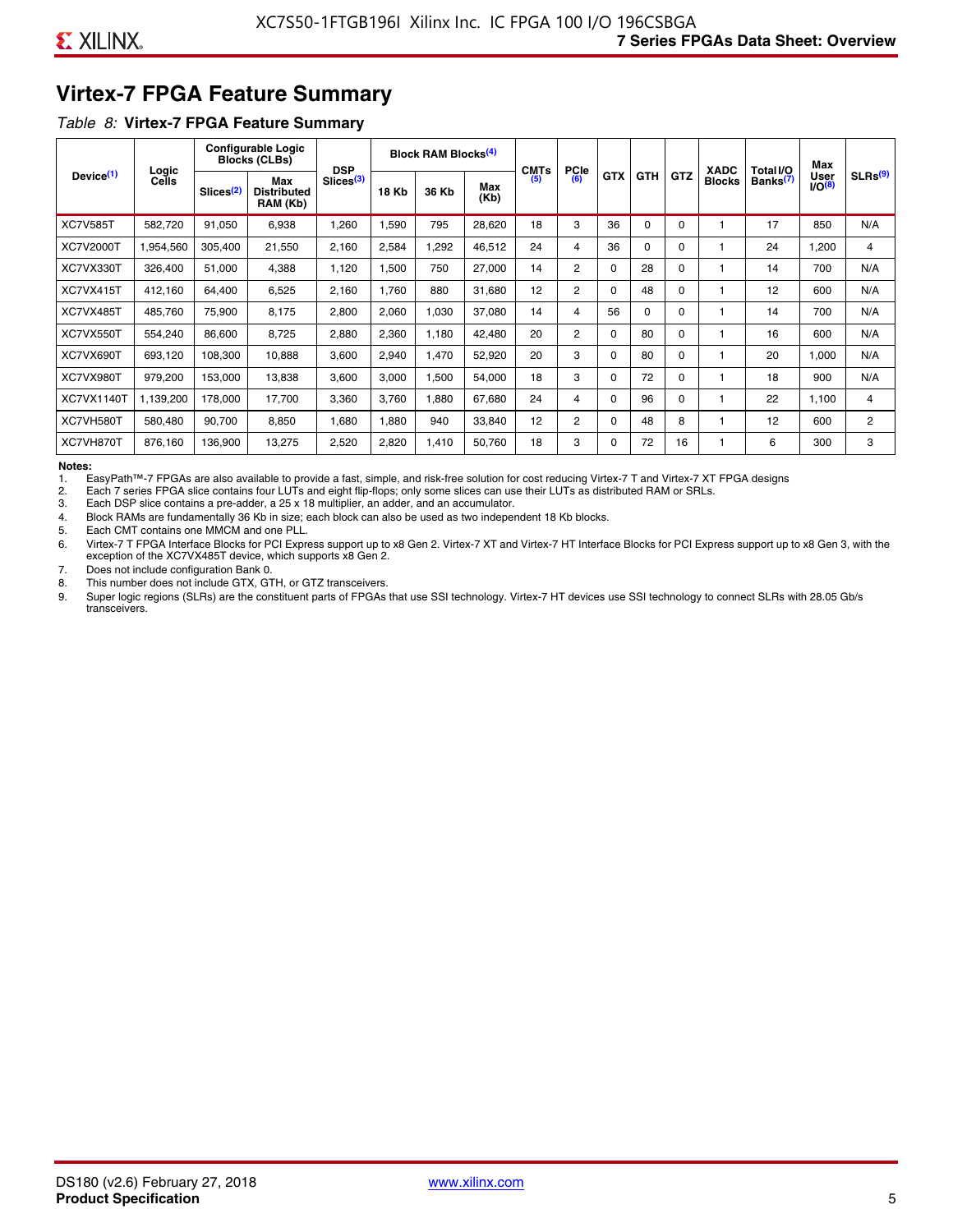# Virtex-7 FPGA Feature Summary

*Table 8:* **Virtex-7 FPGA Feature Summary**

| Device[1] | Logic Cells | Configurable Logic Blocks (CLBs) | | DSP Slices[3] | Block RAM Blocks[4] | | | CMTs[5] | PCIe[6] | GTX | GTH | GTZ | XADC Blocks | Total I/O Banks[7] | Max User I/O[8] | SLRs[9] |
|---|---|---|---|---|---|---|---|---|---|---|---|---|---|---|---|---|
| | | Slices[2] | Max Distributed RAM (Kb) | | 18 Kb | 36 Kb | Max (Kb) | | | | | | | | | |
| XC7V585T | 582,720 | 91,050 | 6,938 | 1,260 | 1,590 | 795 | 28,620 | 18 | 3 | 36 | 0 | 0 | 1 | 17 | 850 | N/A |
| XC7V2000T | 1,954,560 | 305,400 | 21,550 | 2,160 | 2,584 | 1,292 | 46,512 | 24 | 4 | 36 | 0 | 0 | 1 | 24 | 1,200 | 4 |
| XC7VX330T | 326,400 | 51,000 | 4,388 | 1,120 | 1,500 | 750 | 27,000 | 14 | 2 | 0 | 28 | 0 | 1 | 14 | 700 | N/A |
| XC7VX415T | 412,160 | 64,400 | 6,525 | 2,160 | 1,760 | 880 | 31,680 | 12 | 2 | 0 | 48 | 0 | 1 | 12 | 600 | N/A |
| XC7VX485T | 485,760 | 75,900 | 8,175 | 2,800 | 2,060 | 1,030 | 37,080 | 14 | 4 | 56 | 0 | 0 | 1 | 14 | 700 | N/A |
| XC7VX550T | 554,240 | 86,600 | 8,725 | 2,880 | 2,360 | 1,180 | 42,480 | 20 | 2 | 0 | 80 | 0 | 1 | 16 | 600 | N/A |
| XC7VX690T | 693,120 | 108,300 | 10,888 | 3,600 | 2,940 | 1,470 | 52,920 | 20 | 3 | 0 | 80 | 0 | 1 | 20 | 1,000 | N/A |
| XC7VX980T | 979,200 | 153,000 | 13,838 | 3,600 | 3,000 | 1,500 | 54,000 | 18 | 3 | 0 | 72 | 0 | 1 | 18 | 900 | N/A |
| XC7VX1140T | 1,139,200 | 178,000 | 17,700 | 3,360 | 3,760 | 1,880 | 67,680 | 24 | 4 | 0 | 96 | 0 | 1 | 22 | 1,100 | 4 |
| XC7VH580T | 580,480 | 90,700 | 8,850 | 1,680 | 1,880 | 940 | 33,840 | 12 | 2 | 0 | 48 | 8 | 1 | 12 | 600 | 2 |
| XC7VH870T | 876,160 | 136,900 | 13,275 | 2,520 | 2,820 | 1,410 | 50,760 | 18 | 3 | 0 | 72 | 16 | 1 | 6 | 300 | 3 |

**Notes:**

1. EasyPath™-7 FPGAs are also available to provide a fast, simple, and risk-free solution for cost reducing Virtex-7 T and Virtex-7 XT FPGA designs
2. Each 7 series FPGA slice contains four LUTs and eight flip-flops; only some slices can use their LUTs as distributed RAM or SRLs.
3. Each DSP slice contains a pre-adder, a 25 x 18 multiplier, an adder, and an accumulator.
4. Block RAMs are fundamentally 36 Kb in size; each block can also be used as two independent 18 Kb blocks.
5. Each CMT contains one MMCM and one PLL.
6. Virtex-7 T FPGA Interface Blocks for PCI Express support up to x8 Gen 2. Virtex-7 XT and Virtex-7 HT Interface Blocks for PCI Express support up to x8 Gen 3, with the exception of the XC7VX485T device, which supports x8 Gen 2.
7. Does not include configuration Bank 0.
8. This number does not include GTX, GTH, or GTZ transceivers.
9. Super logic regions (SLRs) are the constituent parts of FPGAs that use SSI technology. Virtex-7 HT devices use SSI technology to connect SLRs with 28.05 Gb/s transceivers.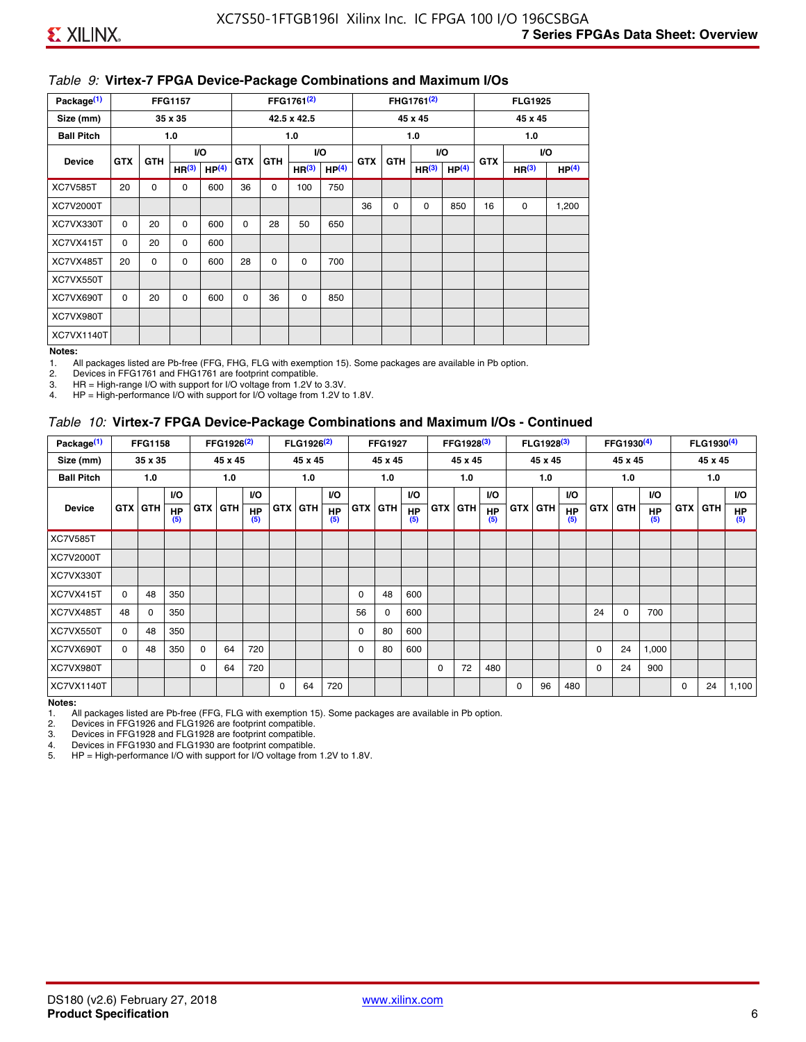*Table 9:* **Virtex-7 FPGA Device-Package Combinations and Maximum I/Os**

| Package[(1)] | FFG1157 | | | | FFG1761[(2)] | | | | FHG1761[(2)] | | | | FLG1925 | | |
|---|---|---|---|---|---|---|---|---|---|---|---|---|---|---|---|
| Size (mm) | 35 x 35 | | | | 42.5 x 42.5 | | | | 45 x 45 | | | | 45 x 45 | | |
| Ball Pitch | 1.0 | | | | 1.0 | | | | 1.0 | | | | 1.0 | | |
| Device | GTX | GTH | I/O | | GTX | GTH | I/O | | GTX | GTH | I/O | | GTX | I/O | |
| | | | HR[(3)] | HP[(4)] | | | HR[(3)] | HP[(4)] | | | HR[(3)] | HP[(4)] | | HR[(3)] | HP[(4)] |
| XC7V585T | 20 | 0 | 0 | 600 | 36 | 0 | 100 | 750 | | | | | | | |
| XC7V2000T | | | | | | | | | 36 | 0 | 0 | 850 | 16 | 0 | 1,200 |
| XC7VX330T | 0 | 20 | 0 | 600 | 0 | 28 | 50 | 650 | | | | | | | |
| XC7VX415T | 0 | 20 | 0 | 600 | | | | | | | | | | | |
| XC7VX485T | 20 | 0 | 0 | 600 | 28 | 0 | 0 | 700 | | | | | | | |
| XC7VX550T | | | | | | | | | | | | | | | |
| XC7VX690T | 0 | 20 | 0 | 600 | 0 | 36 | 0 | 850 | | | | | | | |
| XC7VX980T | | | | | | | | | | | | | | | |
| XC7VX1140T | | | | | | | | | | | | | | | |

**Notes:**

1. All packages listed are Pb-free (FFG, FHG, FLG with exemption 15). Some packages are available in Pb option.
2. Devices in FFG1761 and FHG1761 are footprint compatible.
3. HR = High-range I/O with support for I/O voltage from 1.2V to 3.3V.
4. HP = High-performance I/O with support for I/O voltage from 1.2V to 1.8V.

*Table 10:* **Virtex-7 FPGA Device-Package Combinations and Maximum I/Os - Continued**

| Package[(1)] | FFG1158 | | | FFG1926[(2)] | | | FLG1926[(2)] | | | FFG1927 | | | FFG1928[(3)] | | | FLG1928[(3)] | | | FFG1930[(4)] | | | FLG1930[(4)] | | |
|---|---|---|---|---|---|---|---|---|---|---|---|---|---|---|---|---|---|---|---|---|---|---|---|---|
| Size (mm) | 35 x 35 | | | 45 x 45 | | | 45 x 45 | | | 45 x 45 | | | 45 x 45 | | | 45 x 45 | | | 45 x 45 | | | 45 x 45 | | |
| Ball Pitch | 1.0 | | | 1.0 | | | 1.0 | | | 1.0 | | | 1.0 | | | 1.0 | | | 1.0 | | | 1.0 | | |
| Device | GTX | GTH | I/O | GTX | GTH | I/O | GTX | GTH | I/O | GTX | GTH | I/O | GTX | GTH | I/O | GTX | GTH | I/O | GTX | GTH | I/O | GTX | GTH | I/O |
| | | | HP[(5)] | | | HP[(5)] | | | HP[(5)] | | | HP[(5)] | | | HP[(5)] | | | HP[(5)] | | | HP[(5)] | | | HP[(5)] |
| XC7V585T | | | | | | | | | | | | | | | | | | | | | | | | |
| XC7V2000T | | | | | | | | | | | | | | | | | | | | | | | | |
| XC7VX330T | | | | | | | | | | | | | | | | | | | | | | | | |
| XC7VX415T | 0 | 48 | 350 | | | | | | | 0 | 48 | 600 | | | | | | | | | | | | |
| XC7VX485T | 48 | 0 | 350 | | | | | | | 56 | 0 | 600 | | | | | | | 24 | 0 | 700 | | | |
| XC7VX550T | 0 | 48 | 350 | | | | | | | 0 | 80 | 600 | | | | | | | | | | | | |
| XC7VX690T | 0 | 48 | 350 | 0 | 64 | 720 | | | | 0 | 80 | 600 | | | | | | | 0 | 24 | 1,000 | | | |
| XC7VX980T | | | | 0 | 64 | 720 | | | | | | | 0 | 72 | 480 | | | | 0 | 24 | 900 | | | |
| XC7VX1140T | | | | | | | 0 | 64 | 720 | | | | | | | 0 | 96 | 480 | | | | 0 | 24 | 1,100 |

**Notes:**

1. All packages listed are Pb-free (FFG, FLG with exemption 15). Some packages are available in Pb option.
2. Devices in FFG1926 and FLG1926 are footprint compatible.
3. Devices in FFG1928 and FLG1928 are footprint compatible.
4. Devices in FFG1930 and FLG1930 are footprint compatible.
5. HP = High-performance I/O with support for I/O voltage from 1.2V to 1.8V.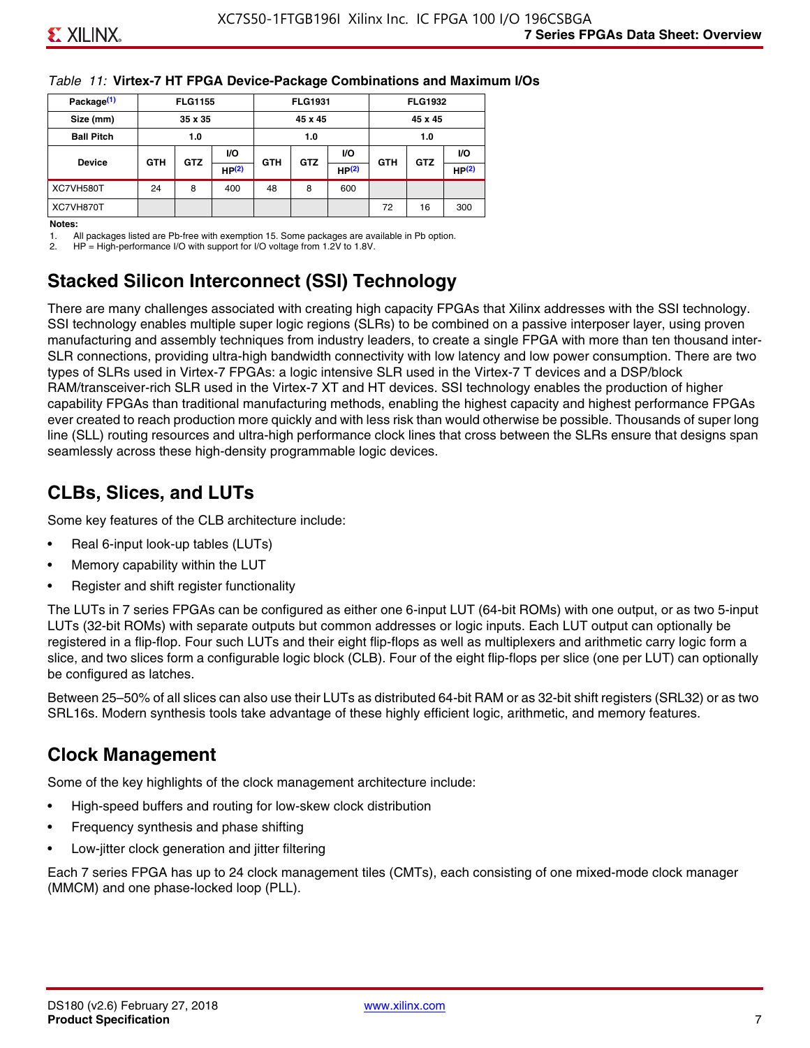*Table 11:* **Virtex-7 HT FPGA Device-Package Combinations and Maximum I/Os**

| Package(1) | FLG1155 | | | FLG1931 | | | FLG1932 | | |
|---|---|---|---|---|---|---|---|---|---|
| Size (mm) | 35 x 35 | | | 45 x 45 | | | 45 x 45 | | |
| Ball Pitch | 1.0 | | | 1.0 | | | 1.0 | | |
| Device | GTH | GTZ | I/O HP(2) | GTH | GTZ | I/O HP(2) | GTH | GTZ | I/O HP(2) |
| XC7VH580T | 24 | 8 | 400 | 48 | 8 | 600 | | | |
| XC7VH870T | | | | | | | 72 | 16 | 300 |

**Notes:**

1. All packages listed are Pb-free with exemption 15. Some packages are available in Pb option.
2. HP = High-performance I/O with support for I/O voltage from 1.2V to 1.8V.

## Stacked Silicon Interconnect (SSI) Technology

There are many challenges associated with creating high capacity FPGAs that Xilinx addresses with the SSI technology. SSI technology enables multiple super logic regions (SLRs) to be combined on a passive interposer layer, using proven manufacturing and assembly techniques from industry leaders, to create a single FPGA with more than ten thousand inter-SLR connections, providing ultra-high bandwidth connectivity with low latency and low power consumption. There are two types of SLRs used in Virtex-7 FPGAs: a logic intensive SLR used in the Virtex-7 T devices and a DSP/block RAM/transceiver-rich SLR used in the Virtex-7 XT and HT devices. SSI technology enables the production of higher capability FPGAs than traditional manufacturing methods, enabling the highest capacity and highest performance FPGAs ever created to reach production more quickly and with less risk than would otherwise be possible. Thousands of super long line (SLL) routing resources and ultra-high performance clock lines that cross between the SLRs ensure that designs span seamlessly across these high-density programmable logic devices.

## CLBs, Slices, and LUTs

Some key features of the CLB architecture include:

- Real 6-input look-up tables (LUTs)
- Memory capability within the LUT
- Register and shift register functionality

The LUTs in 7 series FPGAs can be configured as either one 6-input LUT (64-bit ROMs) with one output, or as two 5-input LUTs (32-bit ROMs) with separate outputs but common addresses or logic inputs. Each LUT output can optionally be registered in a flip-flop. Four such LUTs and their eight flip-flops as well as multiplexers and arithmetic carry logic form a slice, and two slices form a configurable logic block (CLB). Four of the eight flip-flops per slice (one per LUT) can optionally be configured as latches.

Between 25–50% of all slices can also use their LUTs as distributed 64-bit RAM or as 32-bit shift registers (SRL32) or as two SRL16s. Modern synthesis tools take advantage of these highly efficient logic, arithmetic, and memory features.

## Clock Management

Some of the key highlights of the clock management architecture include:

- High-speed buffers and routing for low-skew clock distribution
- Frequency synthesis and phase shifting
- Low-jitter clock generation and jitter filtering

Each 7 series FPGA has up to 24 clock management tiles (CMTs), each consisting of one mixed-mode clock manager (MMCM) and one phase-locked loop (PLL).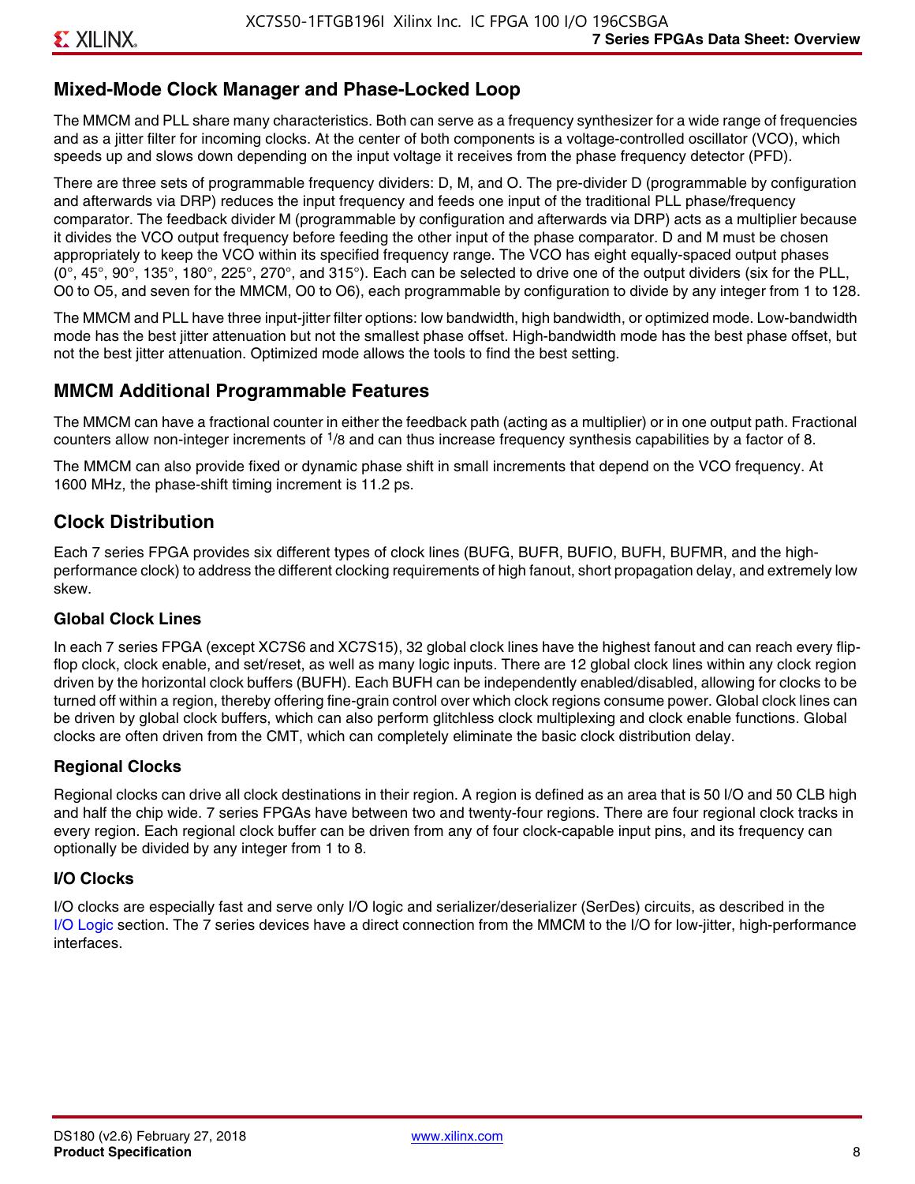## Mixed-Mode Clock Manager and Phase-Locked Loop

The MMCM and PLL share many characteristics. Both can serve as a frequency synthesizer for a wide range of frequencies and as a jitter filter for incoming clocks. At the center of both components is a voltage-controlled oscillator (VCO), which speeds up and slows down depending on the input voltage it receives from the phase frequency detector (PFD).

There are three sets of programmable frequency dividers: D, M, and O. The pre-divider D (programmable by configuration and afterwards via DRP) reduces the input frequency and feeds one input of the traditional PLL phase/frequency comparator. The feedback divider M (programmable by configuration and afterwards via DRP) acts as a multiplier because it divides the VCO output frequency before feeding the other input of the phase comparator. D and M must be chosen appropriately to keep the VCO within its specified frequency range. The VCO has eight equally-spaced output phases (0°, 45°, 90°, 135°, 180°, 225°, 270°, and 315°). Each can be selected to drive one of the output dividers (six for the PLL, O0 to O5, and seven for the MMCM, O0 to O6), each programmable by configuration to divide by any integer from 1 to 128.

The MMCM and PLL have three input-jitter filter options: low bandwidth, high bandwidth, or optimized mode. Low-bandwidth mode has the best jitter attenuation but not the smallest phase offset. High-bandwidth mode has the best phase offset, but not the best jitter attenuation. Optimized mode allows the tools to find the best setting.

## MMCM Additional Programmable Features

The MMCM can have a fractional counter in either the feedback path (acting as a multiplier) or in one output path. Fractional counters allow non-integer increments of $^1/_8$ and can thus increase frequency synthesis capabilities by a factor of 8.

The MMCM can also provide fixed or dynamic phase shift in small increments that depend on the VCO frequency. At 1600 MHz, the phase-shift timing increment is 11.2 ps.

## Clock Distribution

Each 7 series FPGA provides six different types of clock lines (BUFG, BUFR, BUFIO, BUFH, BUFMR, and the high-performance clock) to address the different clocking requirements of high fanout, short propagation delay, and extremely low skew.

### Global Clock Lines

In each 7 series FPGA (except XC7S6 and XC7S15), 32 global clock lines have the highest fanout and can reach every flip-flop clock, clock enable, and set/reset, as well as many logic inputs. There are 12 global clock lines within any clock region driven by the horizontal clock buffers (BUFH). Each BUFH can be independently enabled/disabled, allowing for clocks to be turned off within a region, thereby offering fine-grain control over which clock regions consume power. Global clock lines can be driven by global clock buffers, which can also perform glitchless clock multiplexing and clock enable functions. Global clocks are often driven from the CMT, which can completely eliminate the basic clock distribution delay.

### Regional Clocks

Regional clocks can drive all clock destinations in their region. A region is defined as an area that is 50 I/O and 50 CLB high and half the chip wide. 7 series FPGAs have between two and twenty-four regions. There are four regional clock tracks in every region. Each regional clock buffer can be driven from any of four clock-capable input pins, and its frequency can optionally be divided by any integer from 1 to 8.

### I/O Clocks

I/O clocks are especially fast and serve only I/O logic and serializer/deserializer (SerDes) circuits, as described in the I/O Logic section. The 7 series devices have a direct connection from the MMCM to the I/O for low-jitter, high-performance interfaces.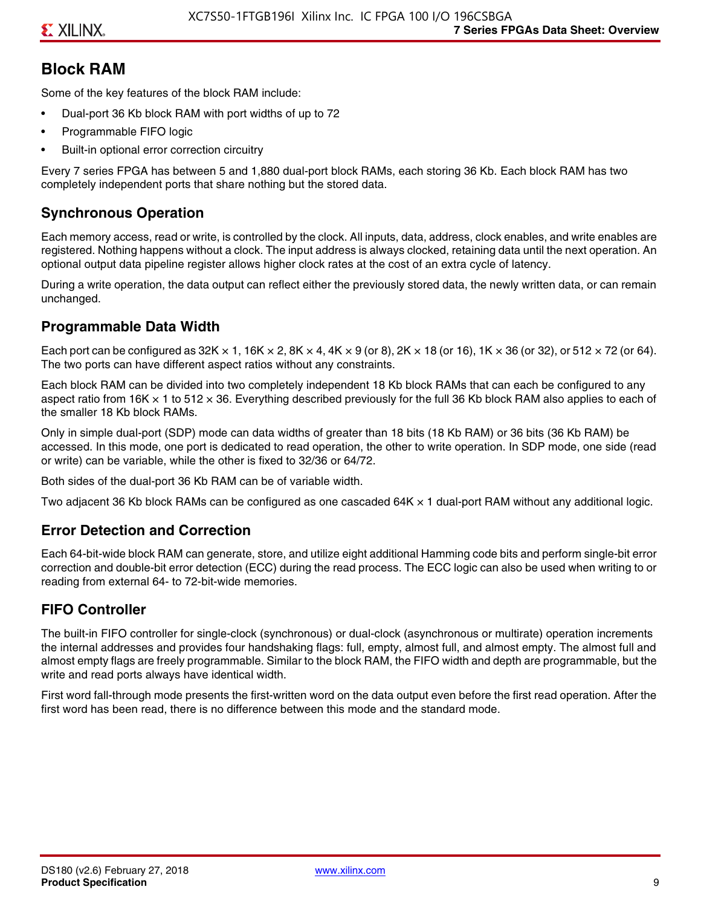## Block RAM

Some of the key features of the block RAM include:

- Dual-port 36 Kb block RAM with port widths of up to 72
- Programmable FIFO logic
- Built-in optional error correction circuitry

Every 7 series FPGA has between 5 and 1,880 dual-port block RAMs, each storing 36 Kb. Each block RAM has two completely independent ports that share nothing but the stored data.

### Synchronous Operation

Each memory access, read or write, is controlled by the clock. All inputs, data, address, clock enables, and write enables are registered. Nothing happens without a clock. The input address is always clocked, retaining data until the next operation. An optional output data pipeline register allows higher clock rates at the cost of an extra cycle of latency.

During a write operation, the data output can reflect either the previously stored data, the newly written data, or can remain unchanged.

### Programmable Data Width

Each port can be configured as 32K × 1, 16K × 2, 8K × 4, 4K × 9 (or 8), 2K × 18 (or 16), 1K × 36 (or 32), or 512 × 72 (or 64). The two ports can have different aspect ratios without any constraints.

Each block RAM can be divided into two completely independent 18 Kb block RAMs that can each be configured to any aspect ratio from 16K × 1 to 512 × 36. Everything described previously for the full 36 Kb block RAM also applies to each of the smaller 18 Kb block RAMs.

Only in simple dual-port (SDP) mode can data widths of greater than 18 bits (18 Kb RAM) or 36 bits (36 Kb RAM) be accessed. In this mode, one port is dedicated to read operation, the other to write operation. In SDP mode, one side (read or write) can be variable, while the other is fixed to 32/36 or 64/72.

Both sides of the dual-port 36 Kb RAM can be of variable width.

Two adjacent 36 Kb block RAMs can be configured as one cascaded 64K × 1 dual-port RAM without any additional logic.

### Error Detection and Correction

Each 64-bit-wide block RAM can generate, store, and utilize eight additional Hamming code bits and perform single-bit error correction and double-bit error detection (ECC) during the read process. The ECC logic can also be used when writing to or reading from external 64- to 72-bit-wide memories.

### FIFO Controller

The built-in FIFO controller for single-clock (synchronous) or dual-clock (asynchronous or multirate) operation increments the internal addresses and provides four handshaking flags: full, empty, almost full, and almost empty. The almost full and almost empty flags are freely programmable. Similar to the block RAM, the FIFO width and depth are programmable, but the write and read ports always have identical width.

First word fall-through mode presents the first-written word on the data output even before the first read operation. After the first word has been read, there is no difference between this mode and the standard mode.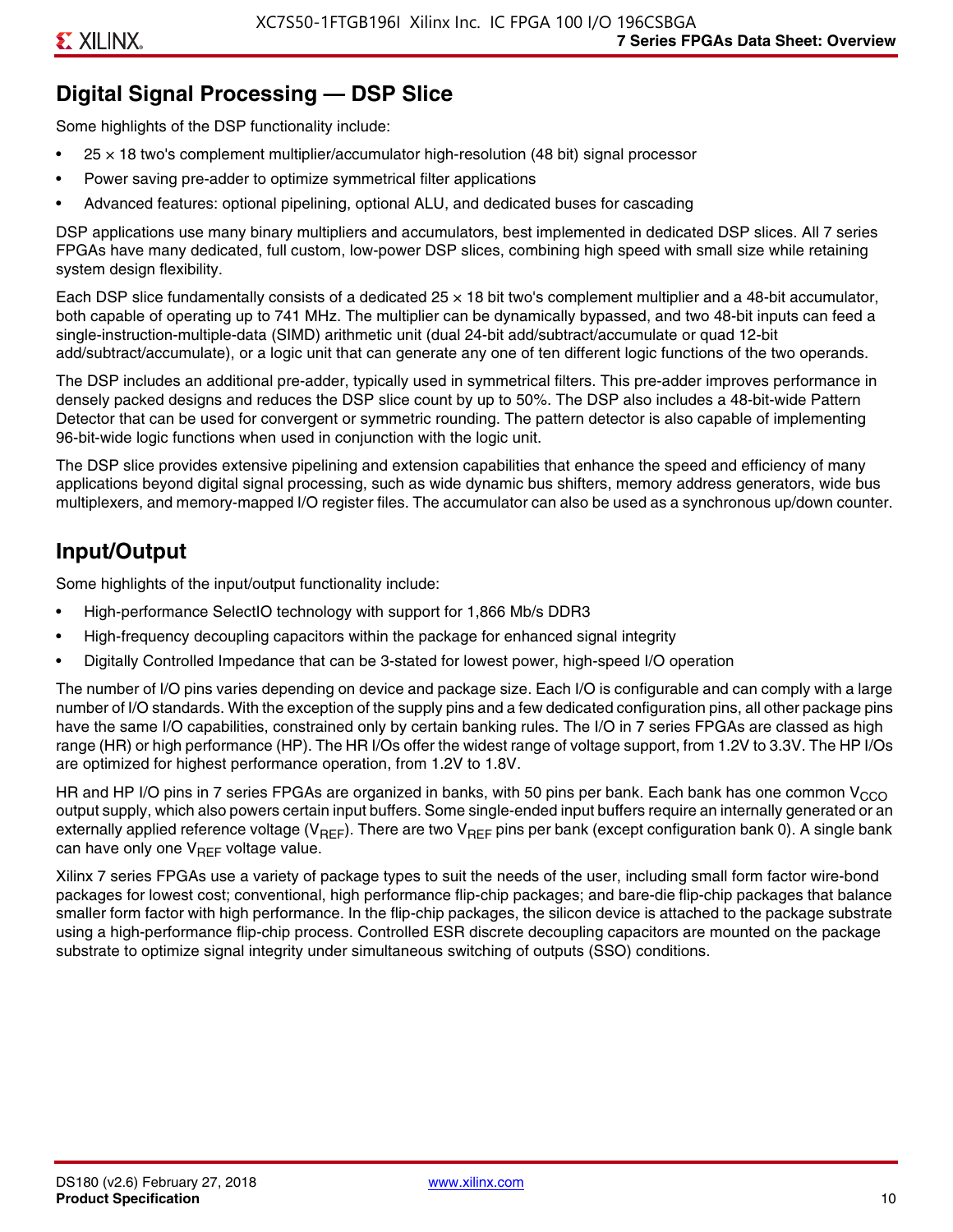## Digital Signal Processing — DSP Slice

Some highlights of the DSP functionality include:

- 25 × 18 two's complement multiplier/accumulator high-resolution (48 bit) signal processor
- Power saving pre-adder to optimize symmetrical filter applications
- Advanced features: optional pipelining, optional ALU, and dedicated buses for cascading

DSP applications use many binary multipliers and accumulators, best implemented in dedicated DSP slices. All 7 series FPGAs have many dedicated, full custom, low-power DSP slices, combining high speed with small size while retaining system design flexibility.

Each DSP slice fundamentally consists of a dedicated 25 × 18 bit two's complement multiplier and a 48-bit accumulator, both capable of operating up to 741 MHz. The multiplier can be dynamically bypassed, and two 48-bit inputs can feed a single-instruction-multiple-data (SIMD) arithmetic unit (dual 24-bit add/subtract/accumulate or quad 12-bit add/subtract/accumulate), or a logic unit that can generate any one of ten different logic functions of the two operands.

The DSP includes an additional pre-adder, typically used in symmetrical filters. This pre-adder improves performance in densely packed designs and reduces the DSP slice count by up to 50%. The DSP also includes a 48-bit-wide Pattern Detector that can be used for convergent or symmetric rounding. The pattern detector is also capable of implementing 96-bit-wide logic functions when used in conjunction with the logic unit.

The DSP slice provides extensive pipelining and extension capabilities that enhance the speed and efficiency of many applications beyond digital signal processing, such as wide dynamic bus shifters, memory address generators, wide bus multiplexers, and memory-mapped I/O register files. The accumulator can also be used as a synchronous up/down counter.

## Input/Output

Some highlights of the input/output functionality include:

- High-performance SelectIO technology with support for 1,866 Mb/s DDR3
- High-frequency decoupling capacitors within the package for enhanced signal integrity
- Digitally Controlled Impedance that can be 3-stated for lowest power, high-speed I/O operation

The number of I/O pins varies depending on device and package size. Each I/O is configurable and can comply with a large number of I/O standards. With the exception of the supply pins and a few dedicated configuration pins, all other package pins have the same I/O capabilities, constrained only by certain banking rules. The I/O in 7 series FPGAs are classed as high range (HR) or high performance (HP). The HR I/Os offer the widest range of voltage support, from 1.2V to 3.3V. The HP I/Os are optimized for highest performance operation, from 1.2V to 1.8V.

HR and HP I/O pins in 7 series FPGAs are organized in banks, with 50 pins per bank. Each bank has one common $V_{CCO}$ output supply, which also powers certain input buffers. Some single-ended input buffers require an internally generated or an externally applied reference voltage ($V_{REF}$). There are two $V_{REF}$ pins per bank (except configuration bank 0). A single bank can have only one $V_{REF}$ voltage value.

Xilinx 7 series FPGAs use a variety of package types to suit the needs of the user, including small form factor wire-bond packages for lowest cost; conventional, high performance flip-chip packages; and bare-die flip-chip packages that balance smaller form factor with high performance. In the flip-chip packages, the silicon device is attached to the package substrate using a high-performance flip-chip process. Controlled ESR discrete decoupling capacitors are mounted on the package substrate to optimize signal integrity under simultaneous switching of outputs (SSO) conditions.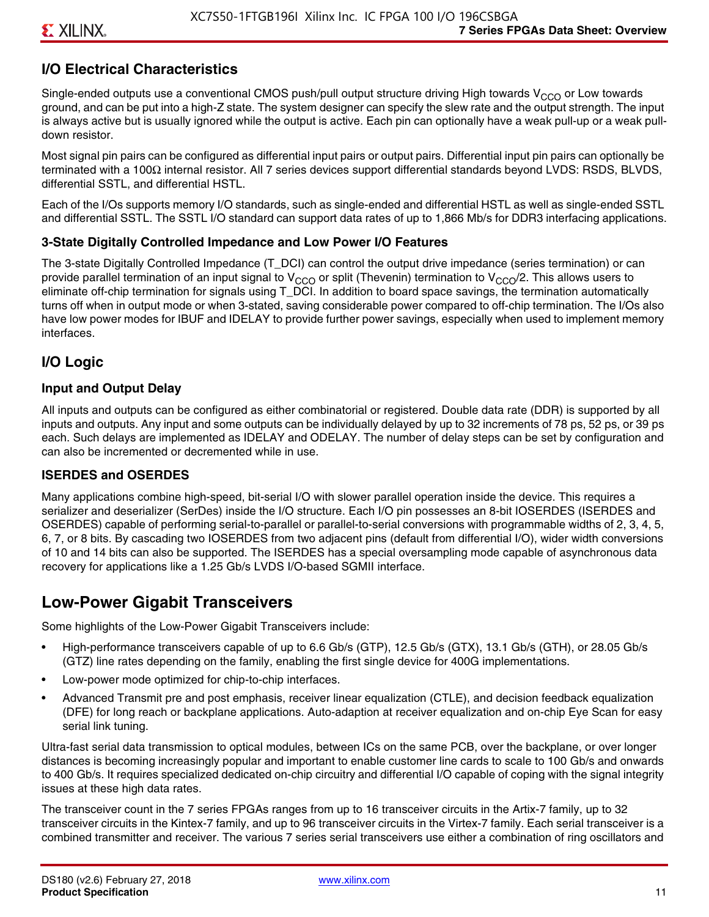## I/O Electrical Characteristics

Single-ended outputs use a conventional CMOS push/pull output structure driving High towards $V_{CCO}$ or Low towards ground, and can be put into a high-Z state. The system designer can specify the slew rate and the output strength. The input is always active but is usually ignored while the output is active. Each pin can optionally have a weak pull-up or a weak pull-down resistor.

Most signal pin pairs can be configured as differential input pairs or output pairs. Differential input pin pairs can optionally be terminated with a 100Ω internal resistor. All 7 series devices support differential standards beyond LVDS: RSDS, BLVDS, differential SSTL, and differential HSTL.

Each of the I/Os supports memory I/O standards, such as single-ended and differential HSTL as well as single-ended SSTL and differential SSTL. The SSTL I/O standard can support data rates of up to 1,866 Mb/s for DDR3 interfacing applications.

### 3-State Digitally Controlled Impedance and Low Power I/O Features

The 3-state Digitally Controlled Impedance (T_DCI) can control the output drive impedance (series termination) or can provide parallel termination of an input signal to $V_{CCO}$ or split (Thevenin) termination to $V_{CCO}/2$. This allows users to eliminate off-chip termination for signals using T_DCI. In addition to board space savings, the termination automatically turns off when in output mode or when 3-stated, saving considerable power compared to off-chip termination. The I/Os also have low power modes for IBUF and IDELAY to provide further power savings, especially when used to implement memory interfaces.

## I/O Logic

### Input and Output Delay

All inputs and outputs can be configured as either combinatorial or registered. Double data rate (DDR) is supported by all inputs and outputs. Any input and some outputs can be individually delayed by up to 32 increments of 78 ps, 52 ps, or 39 ps each. Such delays are implemented as IDELAY and ODELAY. The number of delay steps can be set by configuration and can also be incremented or decremented while in use.

### ISERDES and OSERDES

Many applications combine high-speed, bit-serial I/O with slower parallel operation inside the device. This requires a serializer and deserializer (SerDes) inside the I/O structure. Each I/O pin possesses an 8-bit IOSERDES (ISERDES and OSERDES) capable of performing serial-to-parallel or parallel-to-serial conversions with programmable widths of 2, 3, 4, 5, 6, 7, or 8 bits. By cascading two IOSERDES from two adjacent pins (default from differential I/O), wider width conversions of 10 and 14 bits can also be supported. The ISERDES has a special oversampling mode capable of asynchronous data recovery for applications like a 1.25 Gb/s LVDS I/O-based SGMII interface.

## Low-Power Gigabit Transceivers

Some highlights of the Low-Power Gigabit Transceivers include:

- High-performance transceivers capable of up to 6.6 Gb/s (GTP), 12.5 Gb/s (GTX), 13.1 Gb/s (GTH), or 28.05 Gb/s (GTZ) line rates depending on the family, enabling the first single device for 400G implementations.
- Low-power mode optimized for chip-to-chip interfaces.
- Advanced Transmit pre and post emphasis, receiver linear equalization (CTLE), and decision feedback equalization (DFE) for long reach or backplane applications. Auto-adaption at receiver equalization and on-chip Eye Scan for easy serial link tuning.

Ultra-fast serial data transmission to optical modules, between ICs on the same PCB, over the backplane, or over longer distances is becoming increasingly popular and important to enable customer line cards to scale to 100 Gb/s and onwards to 400 Gb/s. It requires specialized dedicated on-chip circuitry and differential I/O capable of coping with the signal integrity issues at these high data rates.

The transceiver count in the 7 series FPGAs ranges from up to 16 transceiver circuits in the Artix-7 family, up to 32 transceiver circuits in the Kintex-7 family, and up to 96 transceiver circuits in the Virtex-7 family. Each serial transceiver is a combined transmitter and receiver. The various 7 series serial transceivers use either a combination of ring oscillators and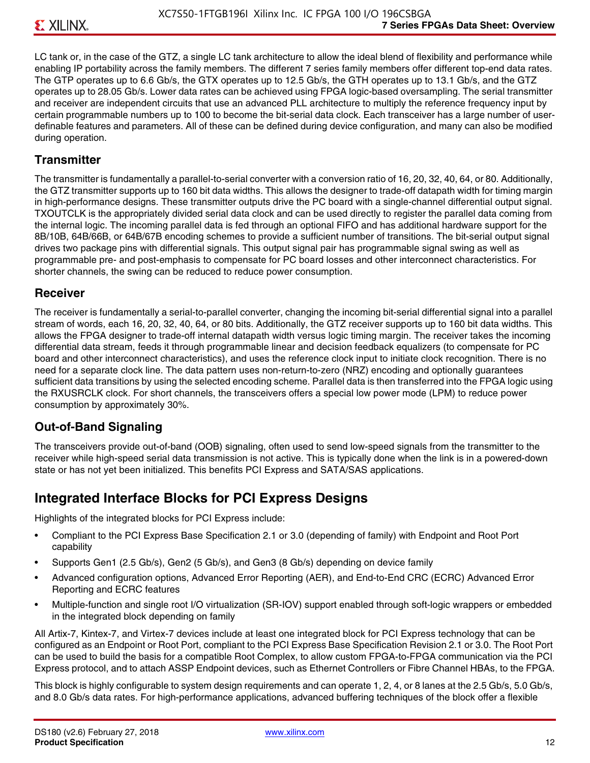LC tank or, in the case of the GTZ, a single LC tank architecture to allow the ideal blend of flexibility and performance while enabling IP portability across the family members. The different 7 series family members offer different top-end data rates. The GTP operates up to 6.6 Gb/s, the GTX operates up to 12.5 Gb/s, the GTH operates up to 13.1 Gb/s, and the GTZ operates up to 28.05 Gb/s. Lower data rates can be achieved using FPGA logic-based oversampling. The serial transmitter and receiver are independent circuits that use an advanced PLL architecture to multiply the reference frequency input by certain programmable numbers up to 100 to become the bit-serial data clock. Each transceiver has a large number of user-definable features and parameters. All of these can be defined during device configuration, and many can also be modified during operation.

### Transmitter

The transmitter is fundamentally a parallel-to-serial converter with a conversion ratio of 16, 20, 32, 40, 64, or 80. Additionally, the GTZ transmitter supports up to 160 bit data widths. This allows the designer to trade-off datapath width for timing margin in high-performance designs. These transmitter outputs drive the PC board with a single-channel differential output signal. TXOUTCLK is the appropriately divided serial data clock and can be used directly to register the parallel data coming from the internal logic. The incoming parallel data is fed through an optional FIFO and has additional hardware support for the 8B/10B, 64B/66B, or 64B/67B encoding schemes to provide a sufficient number of transitions. The bit-serial output signal drives two package pins with differential signals. This output signal pair has programmable signal swing as well as programmable pre- and post-emphasis to compensate for PC board losses and other interconnect characteristics. For shorter channels, the swing can be reduced to reduce power consumption.

### Receiver

The receiver is fundamentally a serial-to-parallel converter, changing the incoming bit-serial differential signal into a parallel stream of words, each 16, 20, 32, 40, 64, or 80 bits. Additionally, the GTZ receiver supports up to 160 bit data widths. This allows the FPGA designer to trade-off internal datapath width versus logic timing margin. The receiver takes the incoming differential data stream, feeds it through programmable linear and decision feedback equalizers (to compensate for PC board and other interconnect characteristics), and uses the reference clock input to initiate clock recognition. There is no need for a separate clock line. The data pattern uses non-return-to-zero (NRZ) encoding and optionally guarantees sufficient data transitions by using the selected encoding scheme. Parallel data is then transferred into the FPGA logic using the RXUSRCLK clock. For short channels, the transceivers offers a special low power mode (LPM) to reduce power consumption by approximately 30%.

### Out-of-Band Signaling

The transceivers provide out-of-band (OOB) signaling, often used to send low-speed signals from the transmitter to the receiver while high-speed serial data transmission is not active. This is typically done when the link is in a powered-down state or has not yet been initialized. This benefits PCI Express and SATA/SAS applications.

## Integrated Interface Blocks for PCI Express Designs

Highlights of the integrated blocks for PCI Express include:

- Compliant to the PCI Express Base Specification 2.1 or 3.0 (depending of family) with Endpoint and Root Port capability
- Supports Gen1 (2.5 Gb/s), Gen2 (5 Gb/s), and Gen3 (8 Gb/s) depending on device family
- Advanced configuration options, Advanced Error Reporting (AER), and End-to-End CRC (ECRC) Advanced Error Reporting and ECRC features
- Multiple-function and single root I/O virtualization (SR-IOV) support enabled through soft-logic wrappers or embedded in the integrated block depending on family

All Artix-7, Kintex-7, and Virtex-7 devices include at least one integrated block for PCI Express technology that can be configured as an Endpoint or Root Port, compliant to the PCI Express Base Specification Revision 2.1 or 3.0. The Root Port can be used to build the basis for a compatible Root Complex, to allow custom FPGA-to-FPGA communication via the PCI Express protocol, and to attach ASSP Endpoint devices, such as Ethernet Controllers or Fibre Channel HBAs, to the FPGA.

This block is highly configurable to system design requirements and can operate 1, 2, 4, or 8 lanes at the 2.5 Gb/s, 5.0 Gb/s, and 8.0 Gb/s data rates. For high-performance applications, advanced buffering techniques of the block offer a flexible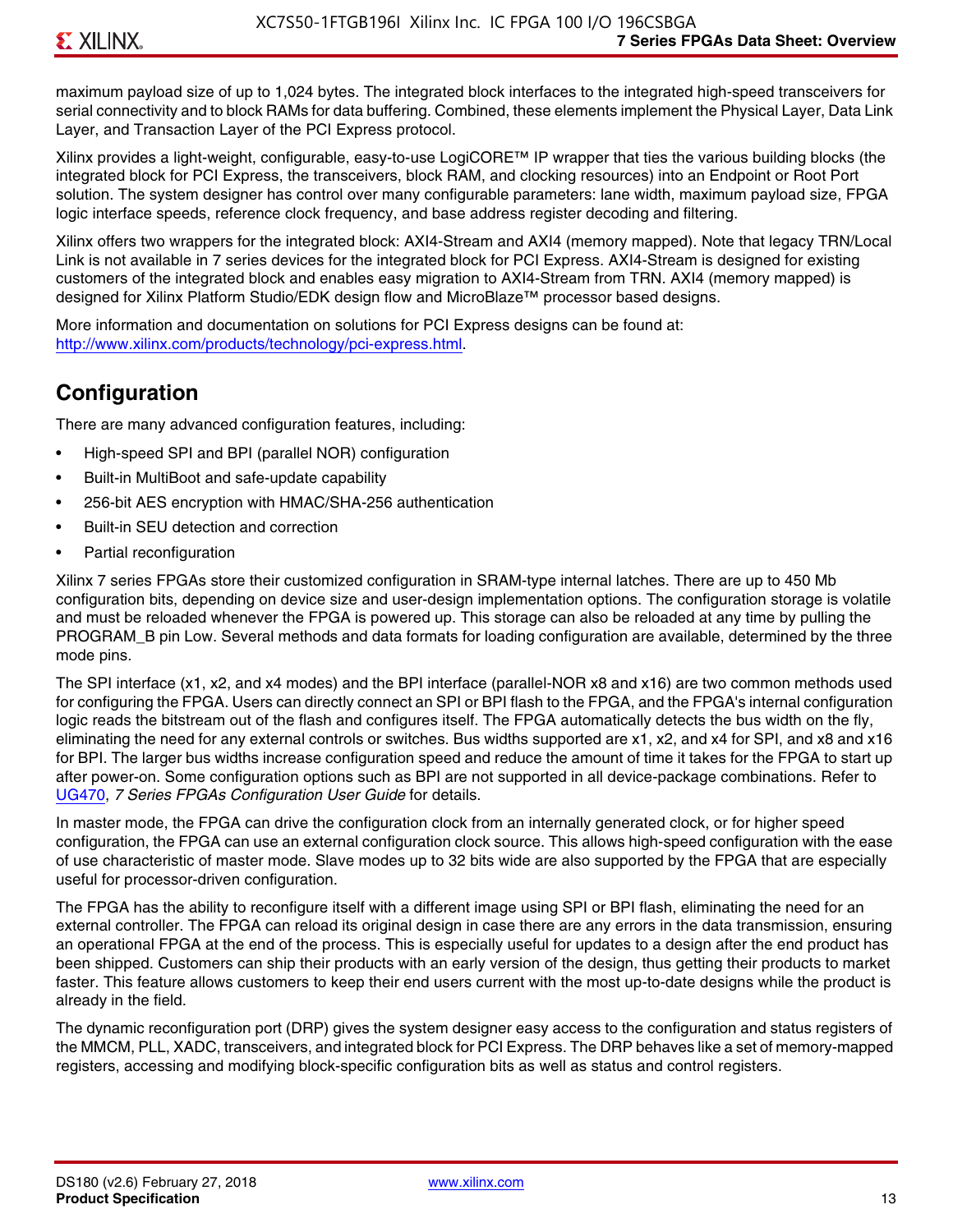maximum payload size of up to 1,024 bytes. The integrated block interfaces to the integrated high-speed transceivers for serial connectivity and to block RAMs for data buffering. Combined, these elements implement the Physical Layer, Data Link Layer, and Transaction Layer of the PCI Express protocol.

Xilinx provides a light-weight, configurable, easy-to-use LogiCORE™ IP wrapper that ties the various building blocks (the integrated block for PCI Express, the transceivers, block RAM, and clocking resources) into an Endpoint or Root Port solution. The system designer has control over many configurable parameters: lane width, maximum payload size, FPGA logic interface speeds, reference clock frequency, and base address register decoding and filtering.

Xilinx offers two wrappers for the integrated block: AXI4-Stream and AXI4 (memory mapped). Note that legacy TRN/Local Link is not available in 7 series devices for the integrated block for PCI Express. AXI4-Stream is designed for existing customers of the integrated block and enables easy migration to AXI4-Stream from TRN. AXI4 (memory mapped) is designed for Xilinx Platform Studio/EDK design flow and MicroBlaze™ processor based designs.

More information and documentation on solutions for PCI Express designs can be found at: http://www.xilinx.com/products/technology/pci-express.html.

## Configuration

There are many advanced configuration features, including:

- High-speed SPI and BPI (parallel NOR) configuration
- Built-in MultiBoot and safe-update capability
- 256-bit AES encryption with HMAC/SHA-256 authentication
- Built-in SEU detection and correction
- Partial reconfiguration

Xilinx 7 series FPGAs store their customized configuration in SRAM-type internal latches. There are up to 450 Mb configuration bits, depending on device size and user-design implementation options. The configuration storage is volatile and must be reloaded whenever the FPGA is powered up. This storage can also be reloaded at any time by pulling the PROGRAM_B pin Low. Several methods and data formats for loading configuration are available, determined by the three mode pins.

The SPI interface (x1, x2, and x4 modes) and the BPI interface (parallel-NOR x8 and x16) are two common methods used for configuring the FPGA. Users can directly connect an SPI or BPI flash to the FPGA, and the FPGA's internal configuration logic reads the bitstream out of the flash and configures itself. The FPGA automatically detects the bus width on the fly, eliminating the need for any external controls or switches. Bus widths supported are x1, x2, and x4 for SPI, and x8 and x16 for BPI. The larger bus widths increase configuration speed and reduce the amount of time it takes for the FPGA to start up after power-on. Some configuration options such as BPI are not supported in all device-package combinations. Refer to UG470, *7 Series FPGAs Configuration User Guide* for details.

In master mode, the FPGA can drive the configuration clock from an internally generated clock, or for higher speed configuration, the FPGA can use an external configuration clock source. This allows high-speed configuration with the ease of use characteristic of master mode. Slave modes up to 32 bits wide are also supported by the FPGA that are especially useful for processor-driven configuration.

The FPGA has the ability to reconfigure itself with a different image using SPI or BPI flash, eliminating the need for an external controller. The FPGA can reload its original design in case there are any errors in the data transmission, ensuring an operational FPGA at the end of the process. This is especially useful for updates to a design after the end product has been shipped. Customers can ship their products with an early version of the design, thus getting their products to market faster. This feature allows customers to keep their end users current with the most up-to-date designs while the product is already in the field.

The dynamic reconfiguration port (DRP) gives the system designer easy access to the configuration and status registers of the MMCM, PLL, XADC, transceivers, and integrated block for PCI Express. The DRP behaves like a set of memory-mapped registers, accessing and modifying block-specific configuration bits as well as status and control registers.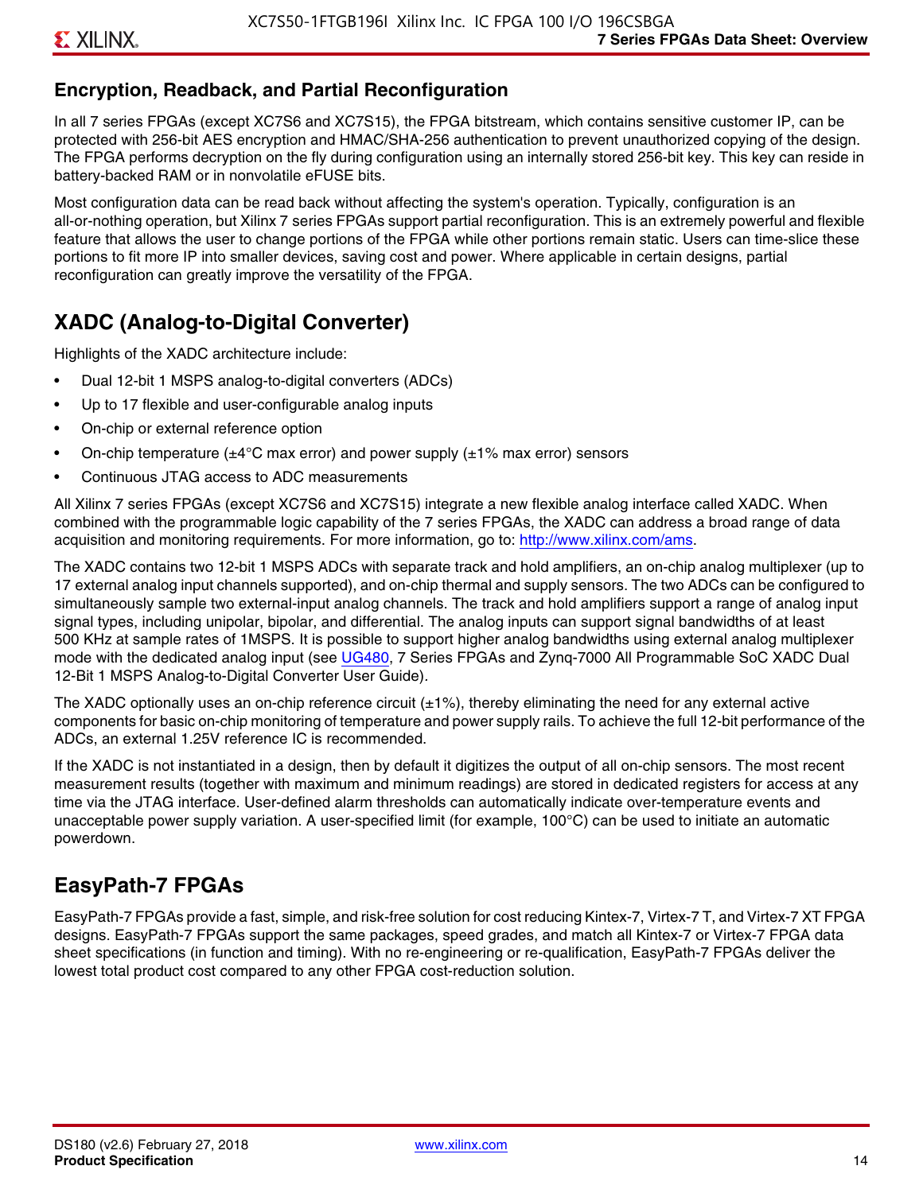## Encryption, Readback, and Partial Reconfiguration

In all 7 series FPGAs (except XC7S6 and XC7S15), the FPGA bitstream, which contains sensitive customer IP, can be protected with 256-bit AES encryption and HMAC/SHA-256 authentication to prevent unauthorized copying of the design. The FPGA performs decryption on the fly during configuration using an internally stored 256-bit key. This key can reside in battery-backed RAM or in nonvolatile eFUSE bits.

Most configuration data can be read back without affecting the system's operation. Typically, configuration is an all-or-nothing operation, but Xilinx 7 series FPGAs support partial reconfiguration. This is an extremely powerful and flexible feature that allows the user to change portions of the FPGA while other portions remain static. Users can time-slice these portions to fit more IP into smaller devices, saving cost and power. Where applicable in certain designs, partial reconfiguration can greatly improve the versatility of the FPGA.

## XADC (Analog-to-Digital Converter)

Highlights of the XADC architecture include:

- Dual 12-bit 1 MSPS analog-to-digital converters (ADCs)
- Up to 17 flexible and user-configurable analog inputs
- On-chip or external reference option
- On-chip temperature (±4°C max error) and power supply (±1% max error) sensors
- Continuous JTAG access to ADC measurements

All Xilinx 7 series FPGAs (except XC7S6 and XC7S15) integrate a new flexible analog interface called XADC. When combined with the programmable logic capability of the 7 series FPGAs, the XADC can address a broad range of data acquisition and monitoring requirements. For more information, go to: http://www.xilinx.com/ams.

The XADC contains two 12-bit 1 MSPS ADCs with separate track and hold amplifiers, an on-chip analog multiplexer (up to 17 external analog input channels supported), and on-chip thermal and supply sensors. The two ADCs can be configured to simultaneously sample two external-input analog channels. The track and hold amplifiers support a range of analog input signal types, including unipolar, bipolar, and differential. The analog inputs can support signal bandwidths of at least 500 KHz at sample rates of 1MSPS. It is possible to support higher analog bandwidths using external analog multiplexer mode with the dedicated analog input (see UG480, 7 Series FPGAs and Zynq-7000 All Programmable SoC XADC Dual 12-Bit 1 MSPS Analog-to-Digital Converter User Guide).

The XADC optionally uses an on-chip reference circuit (±1%), thereby eliminating the need for any external active components for basic on-chip monitoring of temperature and power supply rails. To achieve the full 12-bit performance of the ADCs, an external 1.25V reference IC is recommended.

If the XADC is not instantiated in a design, then by default it digitizes the output of all on-chip sensors. The most recent measurement results (together with maximum and minimum readings) are stored in dedicated registers for access at any time via the JTAG interface. User-defined alarm thresholds can automatically indicate over-temperature events and unacceptable power supply variation. A user-specified limit (for example, 100°C) can be used to initiate an automatic powerdown.

## EasyPath-7 FPGAs

EasyPath-7 FPGAs provide a fast, simple, and risk-free solution for cost reducing Kintex-7, Virtex-7 T, and Virtex-7 XT FPGA designs. EasyPath-7 FPGAs support the same packages, speed grades, and match all Kintex-7 or Virtex-7 FPGA data sheet specifications (in function and timing). With no re-engineering or re-qualification, EasyPath-7 FPGAs deliver the lowest total product cost compared to any other FPGA cost-reduction solution.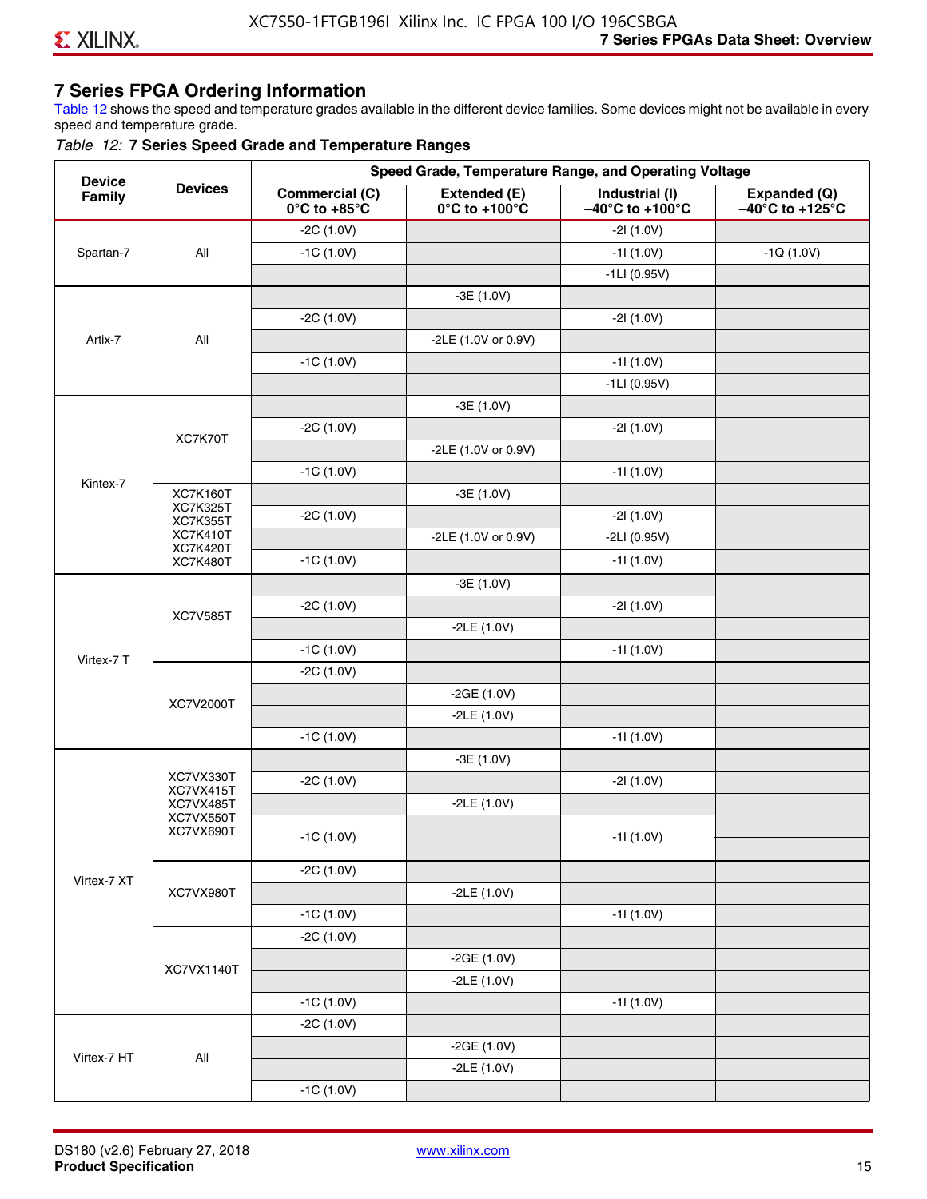## 7 Series FPGA Ordering Information

Table 12 shows the speed and temperature grades available in the different device families. Some devices might not be available in every speed and temperature grade.

*Table 12:* **7 Series Speed Grade and Temperature Ranges**

| Device Family | Devices | Speed Grade, Temperature Range, and Operating Voltage | | | |
|---|---|---|---|---|---|
| | | **Commercial (C) 0°C to +85°C** | **Extended (E) 0°C to +100°C** | **Industrial (I) –40°C to +100°C** | **Expanded (Q) –40°C to +125°C** |
| Spartan-7 | All | -2C (1.0V) | | -2I (1.0V) | |
| | | -1C (1.0V) | | -1I (1.0V) | -1Q (1.0V) |
| | | | | -1LI (0.95V) | |
| Artix-7 | All | | -3E (1.0V) | | |
| | | -2C (1.0V) | | -2I (1.0V) | |
| | | | -2LE (1.0V or 0.9V) | | |
| | | -1C (1.0V) | | -1I (1.0V) | |
| | | | | -1LI (0.95V) | |
| Kintex-7 | XC7K70T | | -3E (1.0V) | | |
| | | -2C (1.0V) | | -2I (1.0V) | |
| | | | -2LE (1.0V or 0.9V) | | |
| | | -1C (1.0V) | | -1I (1.0V) | |
| | XC7K160T XC7K325T XC7K355T XC7K410T XC7K420T XC7K480T | | -3E (1.0V) | | |
| | | -2C (1.0V) | | -2I (1.0V) | |
| | | | -2LE (1.0V or 0.9V) | -2LI (0.95V) | |
| | | -1C (1.0V) | | -1I (1.0V) | |
| Virtex-7 T | XC7V585T | | -3E (1.0V) | | |
| | | -2C (1.0V) | | -2I (1.0V) | |
| | | | -2LE (1.0V) | | |
| | | -1C (1.0V) | | -1I (1.0V) | |
| | XC7V2000T | -2C (1.0V) | | | |
| | | | -2GE (1.0V) | | |
| | | | -2LE (1.0V) | | |
| | | -1C (1.0V) | | -1I (1.0V) | |
| Virtex-7 XT | XC7VX330T XC7VX415T XC7VX485T XC7VX550T XC7VX690T | | -3E (1.0V) | | |
| | | -2C (1.0V) | | -2I (1.0V) | |
| | | | -2LE (1.0V) | | |
| | | -1C (1.0V) | | -1I (1.0V) | |
| | XC7VX980T | -2C (1.0V) | | | |
| | | | -2LE (1.0V) | | |
| | | -1C (1.0V) | | -1I (1.0V) | |
| | XC7VX1140T | -2C (1.0V) | | | |
| | | | -2GE (1.0V) | | |
| | | | -2LE (1.0V) | | |
| | | -1C (1.0V) | | -1I (1.0V) | |
| Virtex-7 HT | All | -2C (1.0V) | | | |
| | | | -2GE (1.0V) | | |
| | | | -2LE (1.0V) | | |
| | | -1C (1.0V) | | | |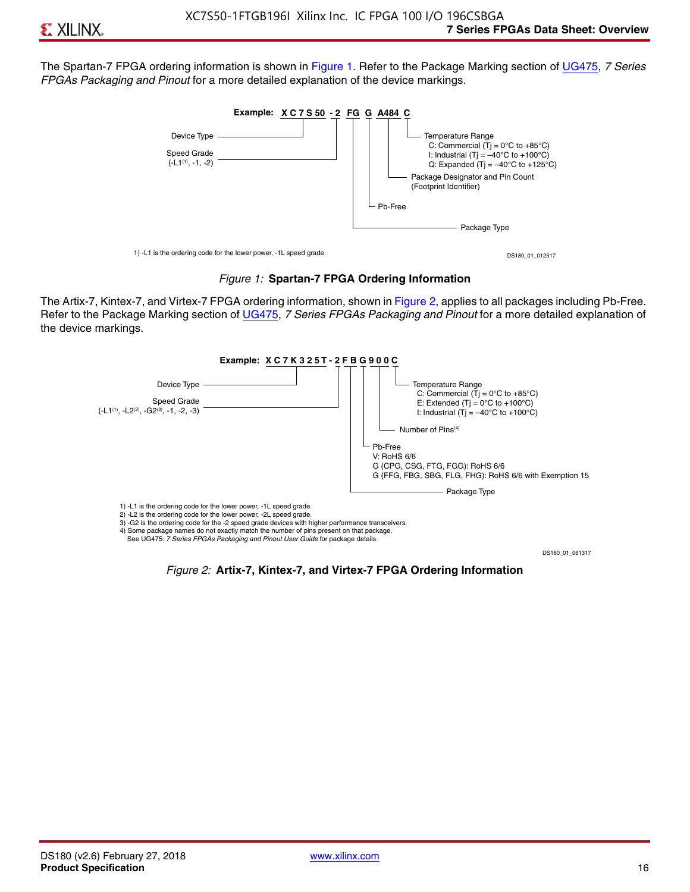The Spartan-7 FPGA ordering information is shown in Figure 1. Refer to the Package Marking section of UG475, *7 Series FPGAs Packaging and Pinout* for a more detailed explanation of the device markings.

**Example: XC7S50 -2 FG G A484 C**

- Device Type
- Speed Grade (-L1(1), -1, -2)
- Package Type
- Pb-Free
- Package Designator and Pin Count (Footprint Identifier)
- Temperature Range
  - C: Commercial (Tj = 0°C to +85°C)
  - I: Industrial (Tj = –40°C to +100°C)
  - Q: Expanded (Tj = –40°C to +125°C)

1) -L1 is the ordering code for the lower power, -1L speed grade.

DS180_01_012517

*Figure 1:* **Spartan-7 FPGA Ordering Information**

The Artix-7, Kintex-7, and Virtex-7 FPGA ordering information, shown in Figure 2, applies to all packages including Pb-Free. Refer to the Package Marking section of UG475, *7 Series FPGAs Packaging and Pinout* for a more detailed explanation of the device markings.

**Example: XC7K325T-2FBG900C**

- Device Type
- Speed Grade (-L1(1), -L2(2), -G2(3), -1, -2, -3)
- Package Type
- Pb-Free
  - V: RoHS 6/6
  - G (CPG, CSG, FTG, FGG): RoHS 6/6
  - G (FFG, FBG, SBG, FLG, FHG): RoHS 6/6 with Exemption 15
- Number of Pins(4)
- Temperature Range
  - C: Commercial (Tj = 0°C to +85°C)
  - E: Extended (Tj = 0°C to +100°C)
  - I: Industrial (Tj = –40°C to +100°C)

1) -L1 is the ordering code for the lower power, -1L speed grade.
2) -L2 is the ordering code for the lower power, -2L speed grade.
3) -G2 is the ordering code for the -2 speed grade devices with higher performance transceivers.
4) Some package names do not exactly match the number of pins present on that package. See UG475: *7 Series FPGAs Packaging and Pinout User Guide* for package details.

DS180_01_061317

*Figure 2:* **Artix-7, Kintex-7, and Virtex-7 FPGA Ordering Information**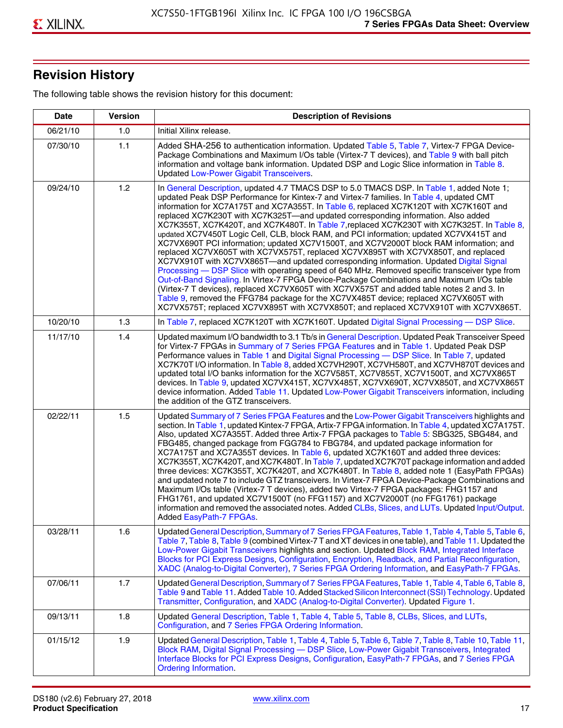## Revision History

The following table shows the revision history for this document:

| Date | Version | Description of Revisions |
|---|---|---|
| 06/21/10 | 1.0 | Initial Xilinx release. |
| 07/30/10 | 1.1 | Added SHA-256 to authentication information. Updated Table 5, Table 7, Virtex-7 FPGA Device-Package Combinations and Maximum I/Os table (Virtex-7 T devices), and Table 9 with ball pitch information and voltage bank information. Updated DSP and Logic Slice information in Table 8. Updated Low-Power Gigabit Transceivers. |
| 09/24/10 | 1.2 | In General Description, updated 4.7 TMACS DSP to 5.0 TMACS DSP. In Table 1, added Note 1; updated Peak DSP Performance for Kintex-7 and Virtex-7 families. In Table 4, updated CMT information for XC7A175T and XC7A355T. In Table 6, replaced XC7K120T with XC7K160T and replaced XC7K230T with XC7K325T—and updated corresponding information. Also added XC7K355T, XC7K420T, and XC7K480T. In Table 7,replaced XC7K230T with XC7K325T. In Table 8, updated XC7V450T Logic Cell, CLB, block RAM, and PCI information; updated XC7VX415T and XC7VX690T PCI information; updated XC7V1500T, and XC7V2000T block RAM information; and replaced XC7VX605T with XC7VX575T, replaced XC7VX895T with XC7VX850T, and replaced XC7VX910T with XC7VX865T—and updated corresponding information. Updated Digital Signal Processing — DSP Slice with operating speed of 640 MHz. Removed specific transceiver type from Out-of-Band Signaling. In Virtex-7 FPGA Device-Package Combinations and Maximum I/Os table (Virtex-7 T devices), replaced XC7VX605T with XC7VX575T and added table notes 2 and 3. In Table 9, removed the FFG784 package for the XC7VX485T device; replaced XC7VX605T with XC7VX575T; replaced XC7VX895T with XC7VX850T; and replaced XC7VX910T with XC7VX865T. |
| 10/20/10 | 1.3 | In Table 7, replaced XC7K120T with XC7K160T. Updated Digital Signal Processing — DSP Slice. |
| 11/17/10 | 1.4 | Updated maximum I/O bandwidth to 3.1 Tb/s in General Description. Updated Peak Transceiver Speed for Virtex-7 FPGAs in Summary of 7 Series FPGA Features and in Table 1. Updated Peak DSP Performance values in Table 1 and Digital Signal Processing — DSP Slice. In Table 7, updated XC7K70T I/O information. In Table 8, added XC7VH290T, XC7VH580T, and XC7VH870T devices and updated total I/O banks information for the XC7V585T, XC7V855T, XC7V1500T, and XC7VX865T devices. In Table 9, updated XC7VX415T, XC7VX485T, XC7VX690T, XC7VX850T, and XC7VX865T device information. Added Table 11. Updated Low-Power Gigabit Transceivers information, including the addition of the GTZ transceivers. |
| 02/22/11 | 1.5 | Updated Summary of 7 Series FPGA Features and the Low-Power Gigabit Transceivers highlights and section. In Table 1, updated Kintex-7 FPGA, Artix-7 FPGA information. In Table 4, updated XC7A175T. Also, updated XC7A355T. Added three Artix-7 FPGA packages to Table 5: SBG325, SBG484, and FBG485, changed package from FGG784 to FBG784, and updated package information for XC7A175T and XC7A355T devices. In Table 6, updated XC7K160T and added three devices: XC7K355T, XC7K420T, and XC7K480T. In Table 7, updated XC7K70T package information and added three devices: XC7K355T, XC7K420T, and XC7K480T. In Table 8, added note 1 (EasyPath FPGAs) and updated note 7 to include GTZ transceivers. In Virtex-7 FPGA Device-Package Combinations and Maximum I/Os table (Virtex-7 T devices), added two Virtex-7 FPGA packages: FHG1157 and FHG1761, and updated XC7V1500T (no FFG1157) and XC7V2000T (no FFG1761) package information and removed the associated notes. Added CLBs, Slices, and LUTs. Updated Input/Output. Added EasyPath-7 FPGAs. |
| 03/28/11 | 1.6 | Updated General Description, Summary of 7 Series FPGA Features, Table 1, Table 4, Table 5, Table 6, Table 7, Table 8, Table 9 (combined Virtex-7 T and XT devices in one table), and Table 11. Updated the Low-Power Gigabit Transceivers highlights and section. Updated Block RAM, Integrated Interface Blocks for PCI Express Designs, Configuration, Encryption, Readback, and Partial Reconfiguration, XADC (Analog-to-Digital Converter), 7 Series FPGA Ordering Information, and EasyPath-7 FPGAs. |
| 07/06/11 | 1.7 | Updated General Description, Summary of 7 Series FPGA Features, Table 1, Table 4, Table 6, Table 8, Table 9 and Table 11. Added Table 10. Added Stacked Silicon Interconnect (SSI) Technology. Updated Transmitter, Configuration, and XADC (Analog-to-Digital Converter). Updated Figure 1. |
| 09/13/11 | 1.8 | Updated General Description, Table 1, Table 4, Table 5, Table 8, CLBs, Slices, and LUTs, Configuration, and 7 Series FPGA Ordering Information. |
| 01/15/12 | 1.9 | Updated General Description, Table 1, Table 4, Table 5, Table 6, Table 7, Table 8, Table 10, Table 11, Block RAM, Digital Signal Processing — DSP Slice, Low-Power Gigabit Transceivers, Integrated Interface Blocks for PCI Express Designs, Configuration, EasyPath-7 FPGAs, and 7 Series FPGA Ordering Information. |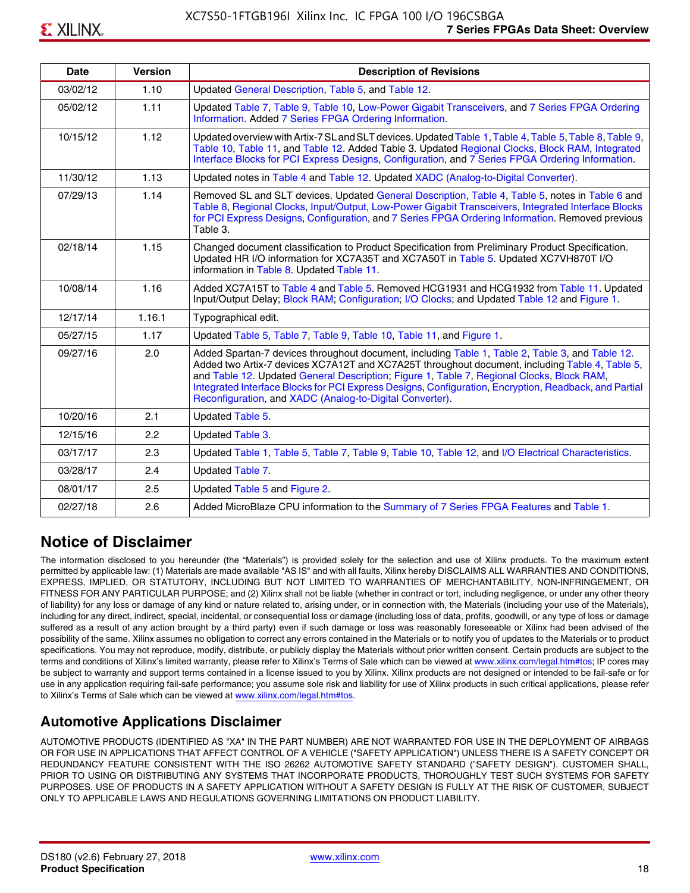| Date | Version | Description of Revisions |
|---|---|---|
| 03/02/12 | 1.10 | Updated General Description, Table 5, and Table 12. |
| 05/02/12 | 1.11 | Updated Table 7, Table 9, Table 10, Low-Power Gigabit Transceivers, and 7 Series FPGA Ordering Information. Added 7 Series FPGA Ordering Information. |
| 10/15/12 | 1.12 | Updated overview with Artix-7 SL and SLT devices. Updated Table 1, Table 4, Table 5, Table 8, Table 9, Table 10, Table 11, and Table 12. Added Table 3. Updated Regional Clocks, Block RAM, Integrated Interface Blocks for PCI Express Designs, Configuration, and 7 Series FPGA Ordering Information. |
| 11/30/12 | 1.13 | Updated notes in Table 4 and Table 12. Updated XADC (Analog-to-Digital Converter). |
| 07/29/13 | 1.14 | Removed SL and SLT devices. Updated General Description, Table 4, Table 5, notes in Table 6 and Table 8, Regional Clocks, Input/Output, Low-Power Gigabit Transceivers, Integrated Interface Blocks for PCI Express Designs, Configuration, and 7 Series FPGA Ordering Information. Removed previous Table 3. |
| 02/18/14 | 1.15 | Changed document classification to Product Specification from Preliminary Product Specification. Updated HR I/O information for XC7A35T and XC7A50T in Table 5. Updated XC7VH870T I/O information in Table 8. Updated Table 11. |
| 10/08/14 | 1.16 | Added XC7A15T to Table 4 and Table 5. Removed HCG1931 and HCG1932 from Table 11. Updated Input/Output Delay; Block RAM; Configuration; I/O Clocks; and Updated Table 12 and Figure 1. |
| 12/17/14 | 1.16.1 | Typographical edit. |
| 05/27/15 | 1.17 | Updated Table 5, Table 7, Table 9, Table 10, Table 11, and Figure 1. |
| 09/27/16 | 2.0 | Added Spartan-7 devices throughout document, including Table 1, Table 2, Table 3, and Table 12. Added two Artix-7 devices XC7A12T and XC7A25T throughout document, including Table 4, Table 5, and Table 12. Updated General Description; Figure 1, Table 7, Regional Clocks, Block RAM, Integrated Interface Blocks for PCI Express Designs, Configuration, Encryption, Readback, and Partial Reconfiguration, and XADC (Analog-to-Digital Converter). |
| 10/20/16 | 2.1 | Updated Table 5. |
| 12/15/16 | 2.2 | Updated Table 3. |
| 03/17/17 | 2.3 | Updated Table 1, Table 5, Table 7, Table 9, Table 10, Table 12, and I/O Electrical Characteristics. |
| 03/28/17 | 2.4 | Updated Table 7. |
| 08/01/17 | 2.5 | Updated Table 5 and Figure 2. |
| 02/27/18 | 2.6 | Added MicroBlaze CPU information to the Summary of 7 Series FPGA Features and Table 1. |

## Notice of Disclaimer

The information disclosed to you hereunder (the "Materials") is provided solely for the selection and use of Xilinx products. To the maximum extent permitted by applicable law: (1) Materials are made available "AS IS" and with all faults, Xilinx hereby DISCLAIMS ALL WARRANTIES AND CONDITIONS, EXPRESS, IMPLIED, OR STATUTORY, INCLUDING BUT NOT LIMITED TO WARRANTIES OF MERCHANTABILITY, NON-INFRINGEMENT, OR FITNESS FOR ANY PARTICULAR PURPOSE; and (2) Xilinx shall not be liable (whether in contract or tort, including negligence, or under any other theory of liability) for any loss or damage of any kind or nature related to, arising under, or in connection with, the Materials (including your use of the Materials), including for any direct, indirect, special, incidental, or consequential loss or damage (including loss of data, profits, goodwill, or any type of loss or damage suffered as a result of any action brought by a third party) even if such damage or loss was reasonably foreseeable or Xilinx had been advised of the possibility of the same. Xilinx assumes no obligation to correct any errors contained in the Materials or to notify you of updates to the Materials or to product specifications. You may not reproduce, modify, distribute, or publicly display the Materials without prior written consent. Certain products are subject to the terms and conditions of Xilinx's limited warranty, please refer to Xilinx's Terms of Sale which can be viewed at www.xilinx.com/legal.htm#tos; IP cores may be subject to warranty and support terms contained in a license issued to you by Xilinx. Xilinx products are not designed or intended to be fail-safe or for use in any application requiring fail-safe performance; you assume sole risk and liability for use of Xilinx products in such critical applications, please refer to Xilinx's Terms of Sale which can be viewed at www.xilinx.com/legal.htm#tos.

## Automotive Applications Disclaimer

AUTOMOTIVE PRODUCTS (IDENTIFIED AS "XA" IN THE PART NUMBER) ARE NOT WARRANTED FOR USE IN THE DEPLOYMENT OF AIRBAGS OR FOR USE IN APPLICATIONS THAT AFFECT CONTROL OF A VEHICLE ("SAFETY APPLICATION") UNLESS THERE IS A SAFETY CONCEPT OR REDUNDANCY FEATURE CONSISTENT WITH THE ISO 26262 AUTOMOTIVE SAFETY STANDARD ("SAFETY DESIGN"). CUSTOMER SHALL, PRIOR TO USING OR DISTRIBUTING ANY SYSTEMS THAT INCORPORATE PRODUCTS, THOROUGHLY TEST SUCH SYSTEMS FOR SAFETY PURPOSES. USE OF PRODUCTS IN A SAFETY APPLICATION WITHOUT A SAFETY DESIGN IS FULLY AT THE RISK OF CUSTOMER, SUBJECT ONLY TO APPLICABLE LAWS AND REGULATIONS GOVERNING LIMITATIONS ON PRODUCT LIABILITY.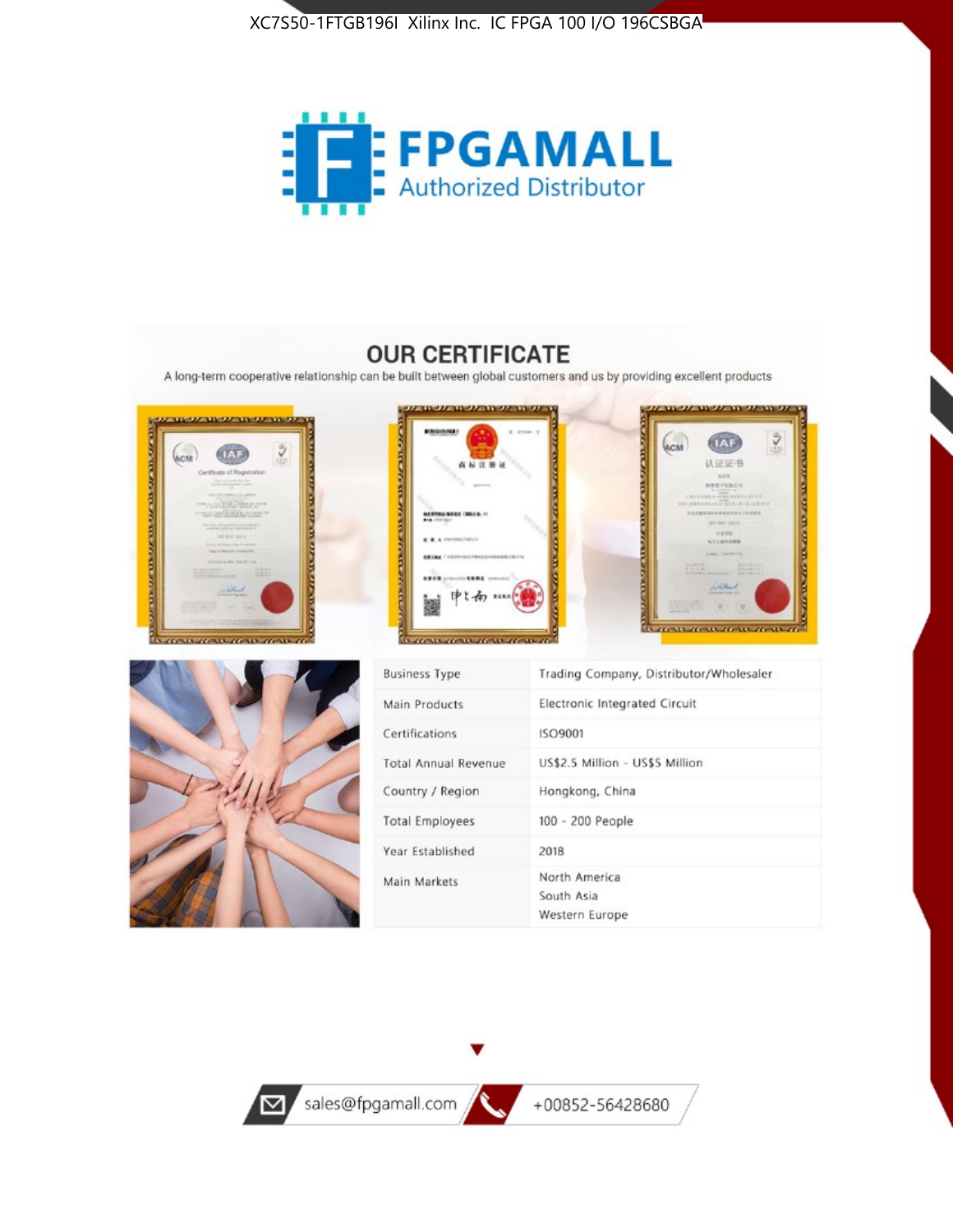# FPGAMALL

Authorized Distributor

## OUR CERTIFICATE

A long-term cooperative relationship can be built between global customers and us by providing excellent products

| | |
|---|---|
| Business Type | Trading Company, Distributor/Wholesaler |
| Main Products | Electronic Integrated Circuit |
| Certifications | ISO9001 |
| Total Annual Revenue | US$2.5 Million - US$5 Million |
| Country / Region | Hongkong, China |
| Total Employees | 100 - 200 People |
| Year Established | 2018 |
| Main Markets | North America<br>South Asia<br>Western Europe |

sales@fpgamall.com

+00852-56428680